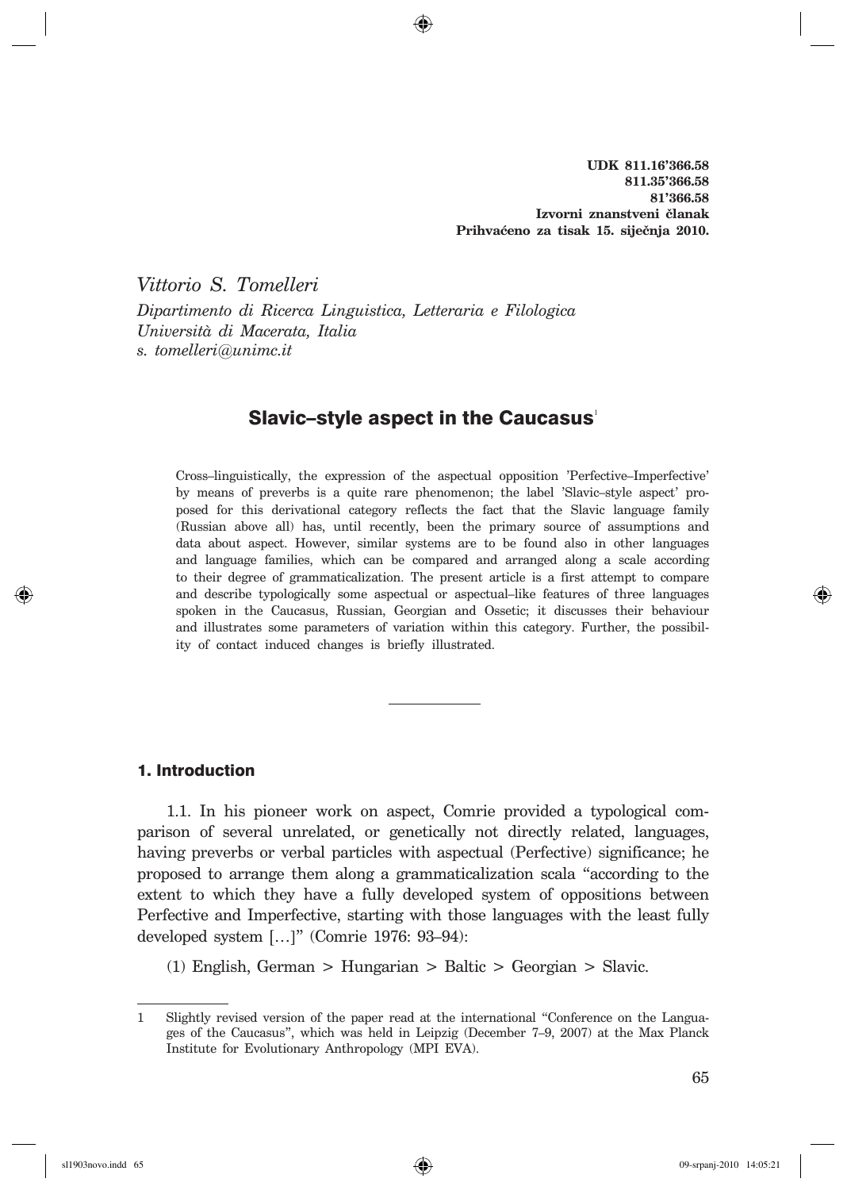**UDK 811.16'366.58**
**811.35'366.58**
**81'366.58**
**Izvorni znanstveni članak**
**Prihvaćeno za tisak 15. siječnja 2010.**

*Vittorio S. Tomelleri*
*Dipartimento di Ricerca Linguistica, Letteraria e Filologica*
*Università di Macerata, Italia*
*s. tomelleri@unimc.it*

# Slavic–style aspect in the Caucasus[1]

Cross–linguistically, the expression of the aspectual opposition 'Perfective–Imperfective' by means of preverbs is a quite rare phenomenon; the label 'Slavic–style aspect' proposed for this derivational category reflects the fact that the Slavic language family (Russian above all) has, until recently, been the primary source of assumptions and data about aspect. However, similar systems are to be found also in other languages and language families, which can be compared and arranged along a scale according to their degree of grammaticalization. The present article is a first attempt to compare and describe typologically some aspectual or aspectual–like features of three languages spoken in the Caucasus, Russian, Georgian and Ossetic; it discusses their behaviour and illustrates some parameters of variation within this category. Further, the possibility of contact induced changes is briefly illustrated.

## 1. Introduction

1.1. In his pioneer work on aspect, Comrie provided a typological comparison of several unrelated, or genetically not directly related, languages, having preverbs or verbal particles with aspectual (Perfective) significance; he proposed to arrange them along a grammaticalization scala "according to the extent to which they have a fully developed system of oppositions between Perfective and Imperfective, starting with those languages with the least fully developed system […]" (Comrie 1976: 93–94):

(1) English, German > Hungarian > Baltic > Georgian > Slavic.

---

1 Slightly revised version of the paper read at the international "Conference on the Languages of the Caucasus", which was held in Leipzig (December 7–9, 2007) at the Max Planck Institute for Evolutionary Anthropology (MPI EVA).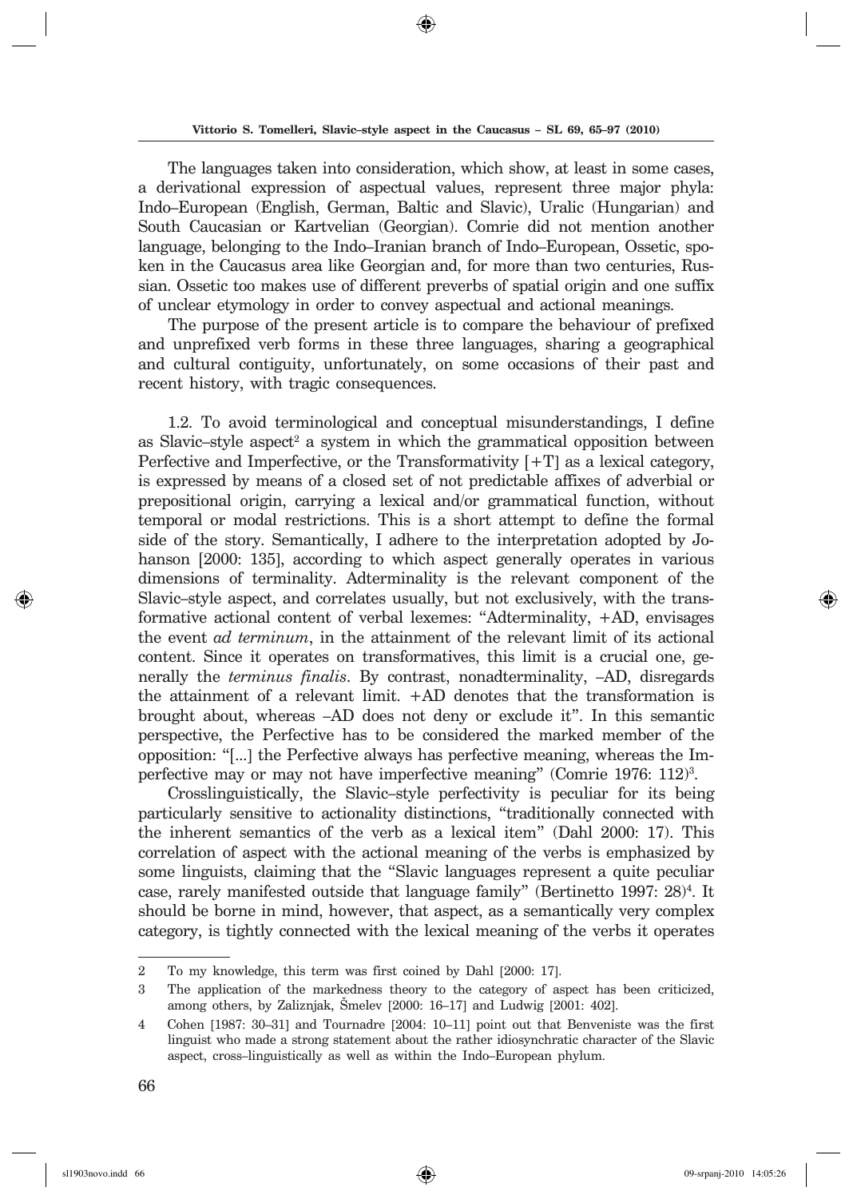The languages taken into consideration, which show, at least in some cases, a derivational expression of aspectual values, represent three major phyla: Indo–European (English, German, Baltic and Slavic), Uralic (Hungarian) and South Caucasian or Kartvelian (Georgian). Comrie did not mention another language, belonging to the Indo–Iranian branch of Indo–European, Ossetic, spoken in the Caucasus area like Georgian and, for more than two centuries, Russian. Ossetic too makes use of different preverbs of spatial origin and one suffix of unclear etymology in order to convey aspectual and actional meanings.

The purpose of the present article is to compare the behaviour of prefixed and unprefixed verb forms in these three languages, sharing a geographical and cultural contiguity, unfortunately, on some occasions of their past and recent history, with tragic consequences.

1.2. To avoid terminological and conceptual misunderstandings, I define as Slavic–style aspect[2] a system in which the grammatical opposition between Perfective and Imperfective, or the Transformativity [+T] as a lexical category, is expressed by means of a closed set of not predictable affixes of adverbial or prepositional origin, carrying a lexical and/or grammatical function, without temporal or modal restrictions. This is a short attempt to define the formal side of the story. Semantically, I adhere to the interpretation adopted by Johanson [2000: 135], according to which aspect generally operates in various dimensions of terminality. Adterminality is the relevant component of the Slavic–style aspect, and correlates usually, but not exclusively, with the transformative actional content of verbal lexemes: "Adterminality, +AD, envisages the event *ad terminum*, in the attainment of the relevant limit of its actional content. Since it operates on transformatives, this limit is a crucial one, generally the *terminus finalis*. By contrast, nonadterminality, –AD, disregards the attainment of a relevant limit. +AD denotes that the transformation is brought about, whereas –AD does not deny or exclude it". In this semantic perspective, the Perfective has to be considered the marked member of the opposition: "[...] the Perfective always has perfective meaning, whereas the Imperfective may or may not have imperfective meaning" (Comrie 1976: 112)[3].

Crosslinguistically, the Slavic–style perfectivity is peculiar for its being particularly sensitive to actionality distinctions, "traditionally connected with the inherent semantics of the verb as a lexical item" (Dahl 2000: 17). This correlation of aspect with the actional meaning of the verbs is emphasized by some linguists, claiming that the "Slavic languages represent a quite peculiar case, rarely manifested outside that language family" (Bertinetto 1997: 28)[4]. It should be borne in mind, however, that aspect, as a semantically very complex category, is tightly connected with the lexical meaning of the verbs it operates

---

2 To my knowledge, this term was first coined by Dahl [2000: 17].

3 The application of the markedness theory to the category of aspect has been criticized, among others, by Zaliznjak, Šmelev [2000: 16–17] and Ludwig [2001: 402].

4 Cohen [1987: 30–31] and Tournadre [2004: 10–11] point out that Benveniste was the first linguist who made a strong statement about the rather idiosyncratic character of the Slavic aspect, cross–linguistically as well as within the Indo–European phylum.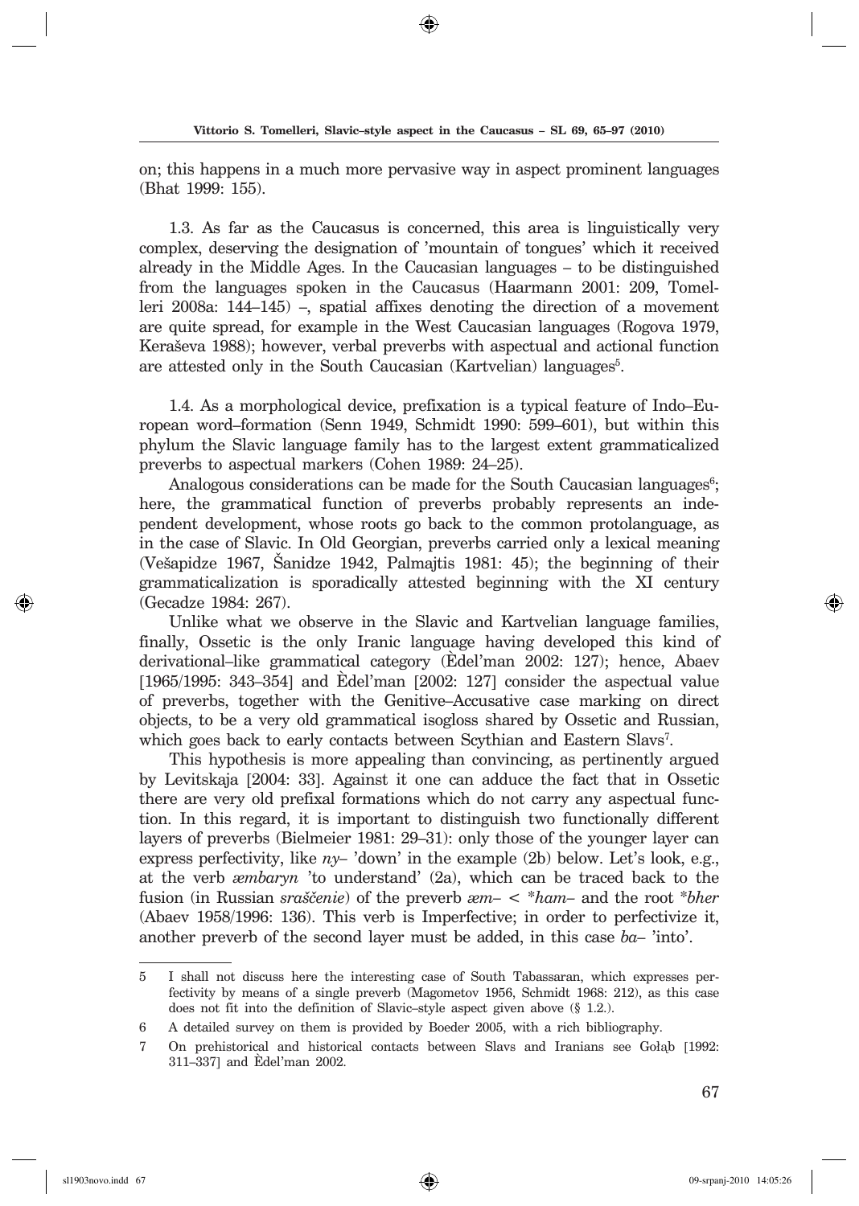on; this happens in a much more pervasive way in aspect prominent languages (Bhat 1999: 155).

1.3. As far as the Caucasus is concerned, this area is linguistically very complex, deserving the designation of 'mountain of tongues' which it received already in the Middle Ages. In the Caucasian languages – to be distinguished from the languages spoken in the Caucasus (Haarmann 2001: 209, Tomelleri 2008a: 144–145) –, spatial affixes denoting the direction of a movement are quite spread, for example in the West Caucasian languages (Rogova 1979, Keraševa 1988); however, verbal preverbs with aspectual and actional function are attested only in the South Caucasian (Kartvelian) languages[5].

1.4. As a morphological device, prefixation is a typical feature of Indo–European word–formation (Senn 1949, Schmidt 1990: 599–601), but within this phylum the Slavic language family has to the largest extent grammaticalized preverbs to aspectual markers (Cohen 1989: 24–25).

Analogous considerations can be made for the South Caucasian languages[6]; here, the grammatical function of preverbs probably represents an independent development, whose roots go back to the common protolanguage, as in the case of Slavic. In Old Georgian, preverbs carried only a lexical meaning (Vešapidze 1967, Šanidze 1942, Palmajtis 1981: 45); the beginning of their grammaticalization is sporadically attested beginning with the XI century (Gecadze 1984: 267).

Unlike what we observe in the Slavic and Kartvelian language families, finally, Ossetic is the only Iranic language having developed this kind of derivational–like grammatical category (Èdel'man 2002: 127); hence, Abaev [1965/1995: 343–354] and Èdel'man [2002: 127] consider the aspectual value of preverbs, together with the Genitive–Accusative case marking on direct objects, to be a very old grammatical isogloss shared by Ossetic and Russian, which goes back to early contacts between Scythian and Eastern Slavs[7].

This hypothesis is more appealing than convincing, as pertinently argued by Levitskaja [2004: 33]. Against it one can adduce the fact that in Ossetic there are very old prefixal formations which do not carry any aspectual function. In this regard, it is important to distinguish two functionally different layers of preverbs (Bielmeier 1981: 29–31): only those of the younger layer can express perfectivity, like *ny*– 'down' in the example (2b) below. Let's look, e.g., at the verb *æmbaryn* 'to understand' (2a), which can be traced back to the fusion (in Russian *sraščenie*) of the preverb *æm*– < \**ham*– and the root \**bher* (Abaev 1958/1996: 136). This verb is Imperfective; in order to perfectivize it, another preverb of the second layer must be added, in this case *ba*– 'into'.

---

5 I shall not discuss here the interesting case of South Tabassaran, which expresses perfectivity by means of a single preverb (Magometov 1956, Schmidt 1968: 212), as this case does not fit into the definition of Slavic–style aspect given above (§ 1.2.).

6 A detailed survey on them is provided by Boeder 2005, with a rich bibliography.

7 On prehistorical and historical contacts between Slavs and Iranians see Gołąb [1992: 311–337] and Èdel'man 2002.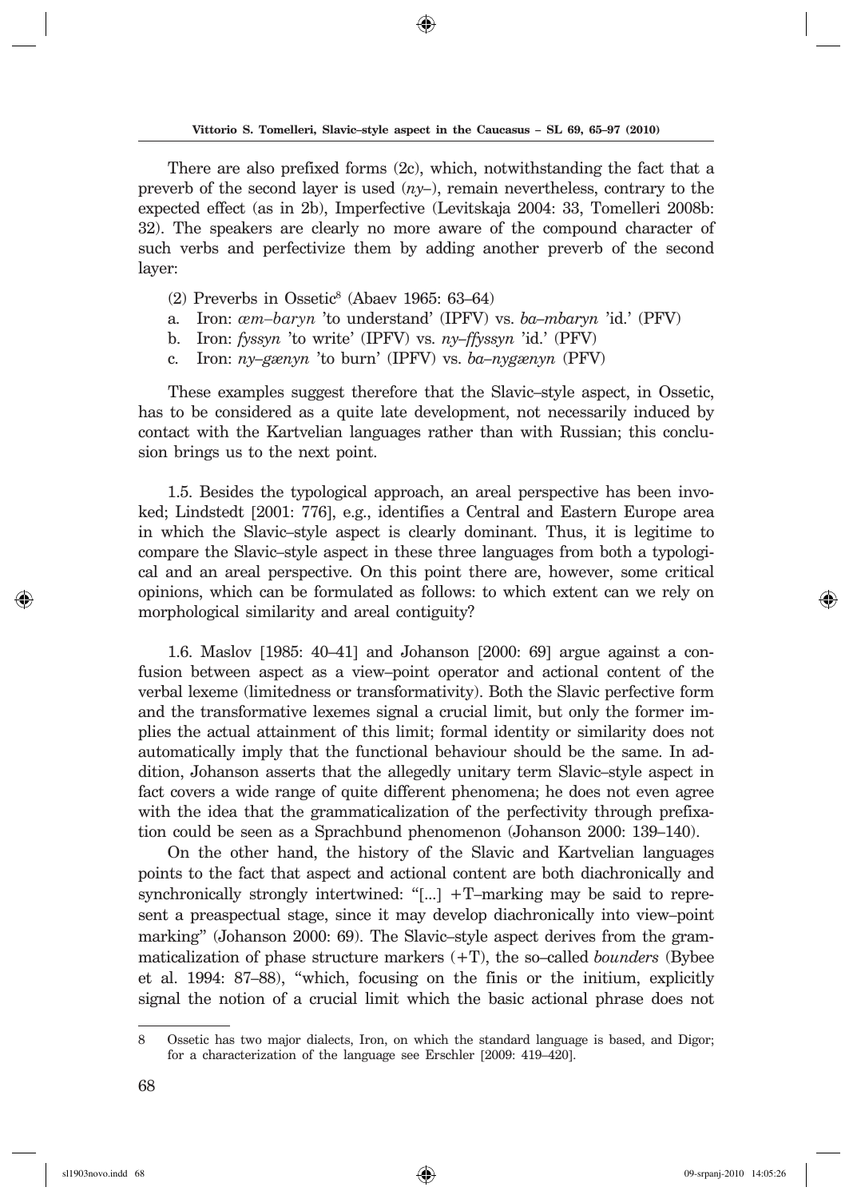There are also prefixed forms (2c), which, notwithstanding the fact that a preverb of the second layer is used (*ny–*), remain nevertheless, contrary to the expected effect (as in 2b), Imperfective (Levitskaja 2004: 33, Tomelleri 2008b: 32). The speakers are clearly no more aware of the compound character of such verbs and perfectivize them by adding another preverb of the second layer:

(2) Preverbs in Ossetic[8] (Abaev 1965: 63–64)

a. Iron: *æm–baryn* 'to understand' (IPFV) vs. *ba–mbaryn* 'id.' (PFV)
b. Iron: *fyssyn* 'to write' (IPFV) vs. *ny–ffyssyn* 'id.' (PFV)
c. Iron: *ny–gænyn* 'to burn' (IPFV) vs. *ba–nygænyn* (PFV)

These examples suggest therefore that the Slavic–style aspect, in Ossetic, has to be considered as a quite late development, not necessarily induced by contact with the Kartvelian languages rather than with Russian; this conclusion brings us to the next point.

1.5. Besides the typological approach, an areal perspective has been invoked; Lindstedt [2001: 776], e.g., identifies a Central and Eastern Europe area in which the Slavic–style aspect is clearly dominant. Thus, it is legitime to compare the Slavic–style aspect in these three languages from both a typological and an areal perspective. On this point there are, however, some critical opinions, which can be formulated as follows: to which extent can we rely on morphological similarity and areal contiguity?

1.6. Maslov [1985: 40–41] and Johanson [2000: 69] argue against a confusion between aspect as a view–point operator and actional content of the verbal lexeme (limitedness or transformativity). Both the Slavic perfective form and the transformative lexemes signal a crucial limit, but only the former implies the actual attainment of this limit; formal identity or similarity does not automatically imply that the functional behaviour should be the same. In addition, Johanson asserts that the allegedly unitary term Slavic–style aspect in fact covers a wide range of quite different phenomena; he does not even agree with the idea that the grammaticalization of the perfectivity through prefixation could be seen as a Sprachbund phenomenon (Johanson 2000: 139–140).

On the other hand, the history of the Slavic and Kartvelian languages points to the fact that aspect and actional content are both diachronically and synchronically strongly intertwined: "[...] +T–marking may be said to represent a preaspectual stage, since it may develop diachronically into view–point marking" (Johanson 2000: 69). The Slavic–style aspect derives from the grammaticalization of phase structure markers (+T), the so–called *bounders* (Bybee et al. 1994: 87–88), "which, focusing on the finis or the initium, explicitly signal the notion of a crucial limit which the basic actional phrase does not

---

8 Ossetic has two major dialects, Iron, on which the standard language is based, and Digor; for a characterization of the language see Erschler [2009: 419–420].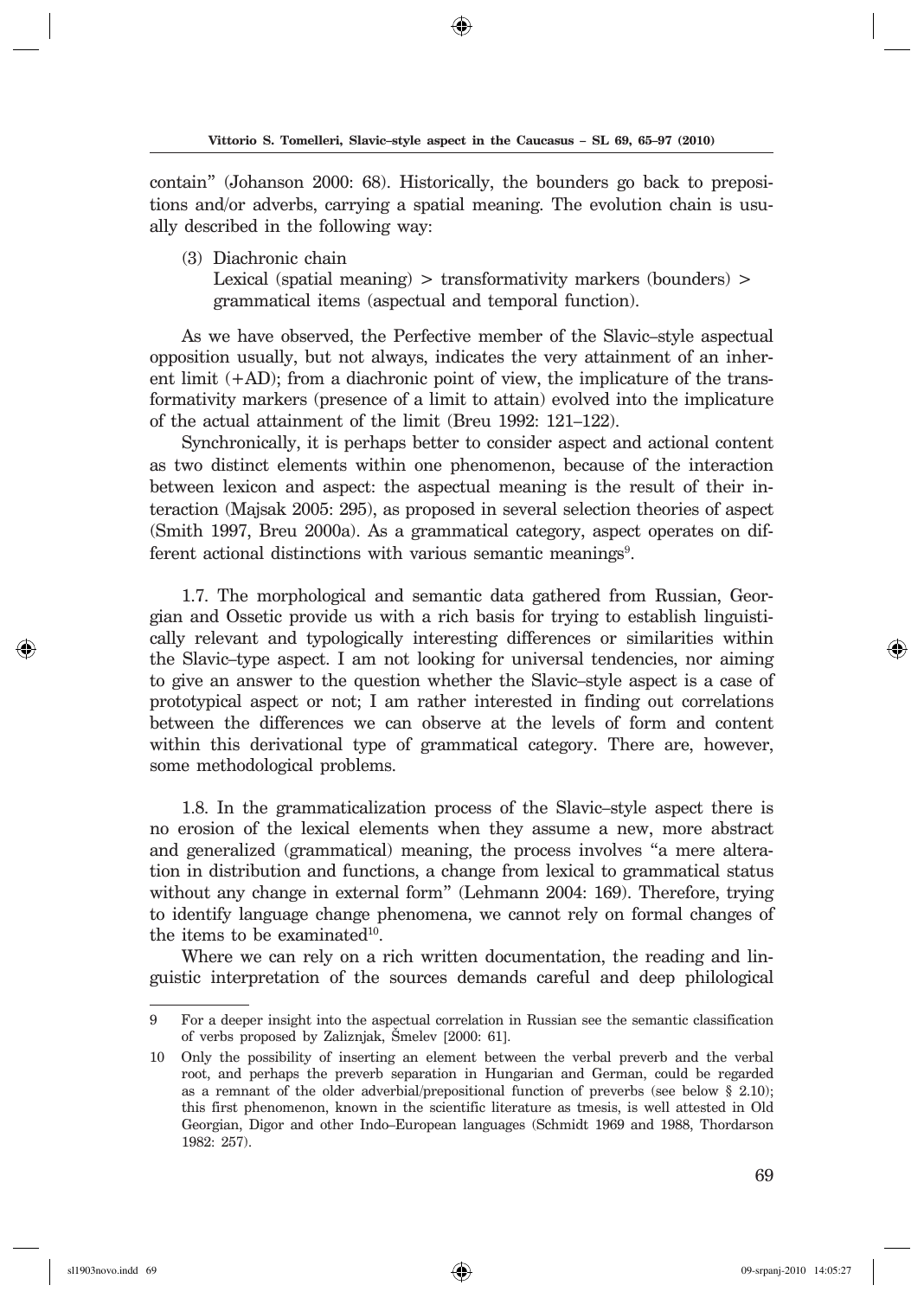contain" (Johanson 2000: 68). Historically, the bounders go back to prepositions and/or adverbs, carrying a spatial meaning. The evolution chain is usually described in the following way:

(3) Diachronic chain
Lexical (spatial meaning) > transformativity markers (bounders) > grammatical items (aspectual and temporal function).

As we have observed, the Perfective member of the Slavic–style aspectual opposition usually, but not always, indicates the very attainment of an inherent limit (+AD); from a diachronic point of view, the implicature of the transformativity markers (presence of a limit to attain) evolved into the implicature of the actual attainment of the limit (Breu 1992: 121–122).

Synchronically, it is perhaps better to consider aspect and actional content as two distinct elements within one phenomenon, because of the interaction between lexicon and aspect: the aspectual meaning is the result of their interaction (Majsak 2005: 295), as proposed in several selection theories of aspect (Smith 1997, Breu 2000a). As a grammatical category, aspect operates on different actional distinctions with various semantic meanings[9].

1.7. The morphological and semantic data gathered from Russian, Georgian and Ossetic provide us with a rich basis for trying to establish linguistically relevant and typologically interesting differences or similarities within the Slavic–type aspect. I am not looking for universal tendencies, nor aiming to give an answer to the question whether the Slavic–style aspect is a case of prototypical aspect or not; I am rather interested in finding out correlations between the differences we can observe at the levels of form and content within this derivational type of grammatical category. There are, however, some methodological problems.

1.8. In the grammaticalization process of the Slavic–style aspect there is no erosion of the lexical elements when they assume a new, more abstract and generalized (grammatical) meaning, the process involves "a mere alteration in distribution and functions, a change from lexical to grammatical status without any change in external form" (Lehmann 2004: 169). Therefore, trying to identify language change phenomena, we cannot rely on formal changes of the items to be examinated[10].

Where we can rely on a rich written documentation, the reading and linguistic interpretation of the sources demands careful and deep philological

---

9 For a deeper insight into the aspectual correlation in Russian see the semantic classification of verbs proposed by Zaliznjak, Šmelev [2000: 61].

10 Only the possibility of inserting an element between the verbal preverb and the verbal root, and perhaps the preverb separation in Hungarian and German, could be regarded as a remnant of the older adverbial/prepositional function of preverbs (see below § 2.10); this first phenomenon, known in the scientific literature as tmesis, is well attested in Old Georgian, Digor and other Indo–European languages (Schmidt 1969 and 1988, Thordarson 1982: 257).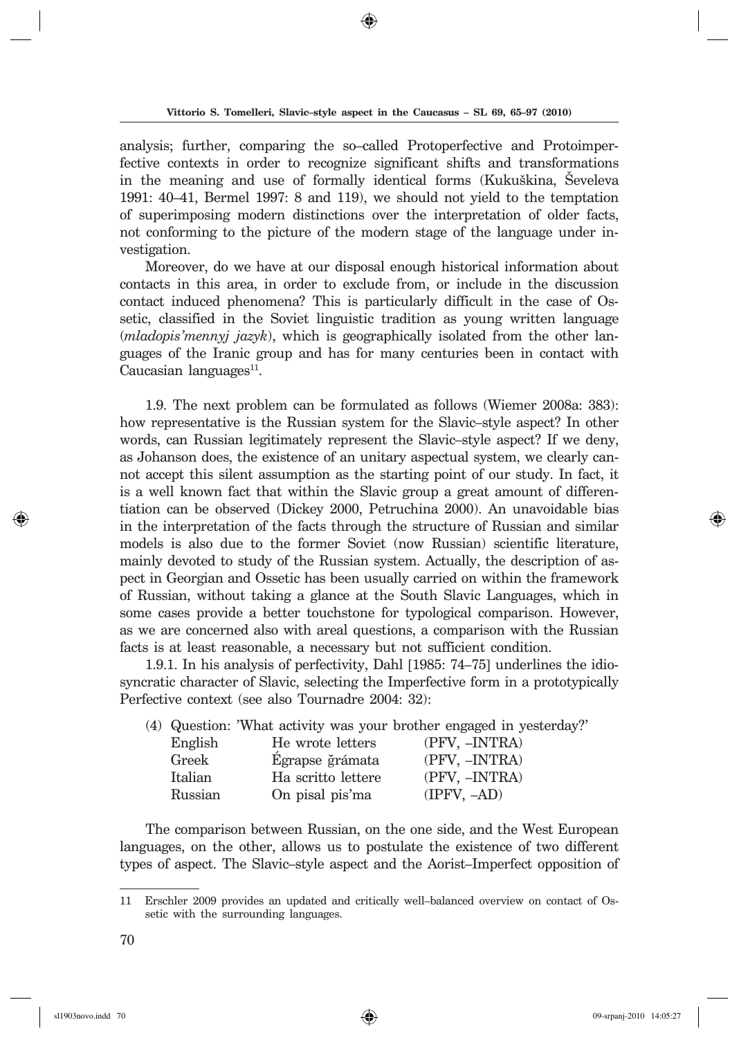analysis; further, comparing the so–called Protoperfective and Protoimperfective contexts in order to recognize significant shifts and transformations in the meaning and use of formally identical forms (Kukuškina, Ševeleva 1991: 40–41, Bermel 1997: 8 and 119), we should not yield to the temptation of superimposing modern distinctions over the interpretation of older facts, not conforming to the picture of the modern stage of the language under investigation.

Moreover, do we have at our disposal enough historical information about contacts in this area, in order to exclude from, or include in the discussion contact induced phenomena? This is particularly difficult in the case of Ossetic, classified in the Soviet linguistic tradition as young written language (*mladopis'mennyj jazyk*), which is geographically isolated from the other languages of the Iranic group and has for many centuries been in contact with Caucasian languages[11].

1.9. The next problem can be formulated as follows (Wiemer 2008a: 383): how representative is the Russian system for the Slavic–style aspect? In other words, can Russian legitimately represent the Slavic–style aspect? If we deny, as Johanson does, the existence of an unitary aspectual system, we clearly cannot accept this silent assumption as the starting point of our study. In fact, it is a well known fact that within the Slavic group a great amount of differentiation can be observed (Dickey 2000, Petruchina 2000). An unavoidable bias in the interpretation of the facts through the structure of Russian and similar models is also due to the former Soviet (now Russian) scientific literature, mainly devoted to study of the Russian system. Actually, the description of aspect in Georgian and Ossetic has been usually carried on within the framework of Russian, without taking a glance at the South Slavic Languages, which in some cases provide a better touchstone for typological comparison. However, as we are concerned also with areal questions, a comparison with the Russian facts is at least reasonable, a necessary but not sufficient condition.

1.9.1. In his analysis of perfectivity, Dahl [1985: 74–75] underlines the idiosyncratic character of Slavic, selecting the Imperfective form in a prototypically Perfective context (see also Tournadre 2004: 32):

(4) Question: 'What activity was your brother engaged in yesterday?'

| | | |
|---|---|---|
| English | He wrote letters | (PFV, –INTRA) |
| Greek | Égrapse ğrámata | (PFV, –INTRA) |
| Italian | Ha scritto lettere | (PFV, –INTRA) |
| Russian | On pisal pis'ma | (IPFV, –AD) |

The comparison between Russian, on the one side, and the West European languages, on the other, allows us to postulate the existence of two different types of aspect. The Slavic–style aspect and the Aorist–Imperfect opposition of

---

11 Erschler 2009 provides an updated and critically well–balanced overview on contact of Ossetic with the surrounding languages.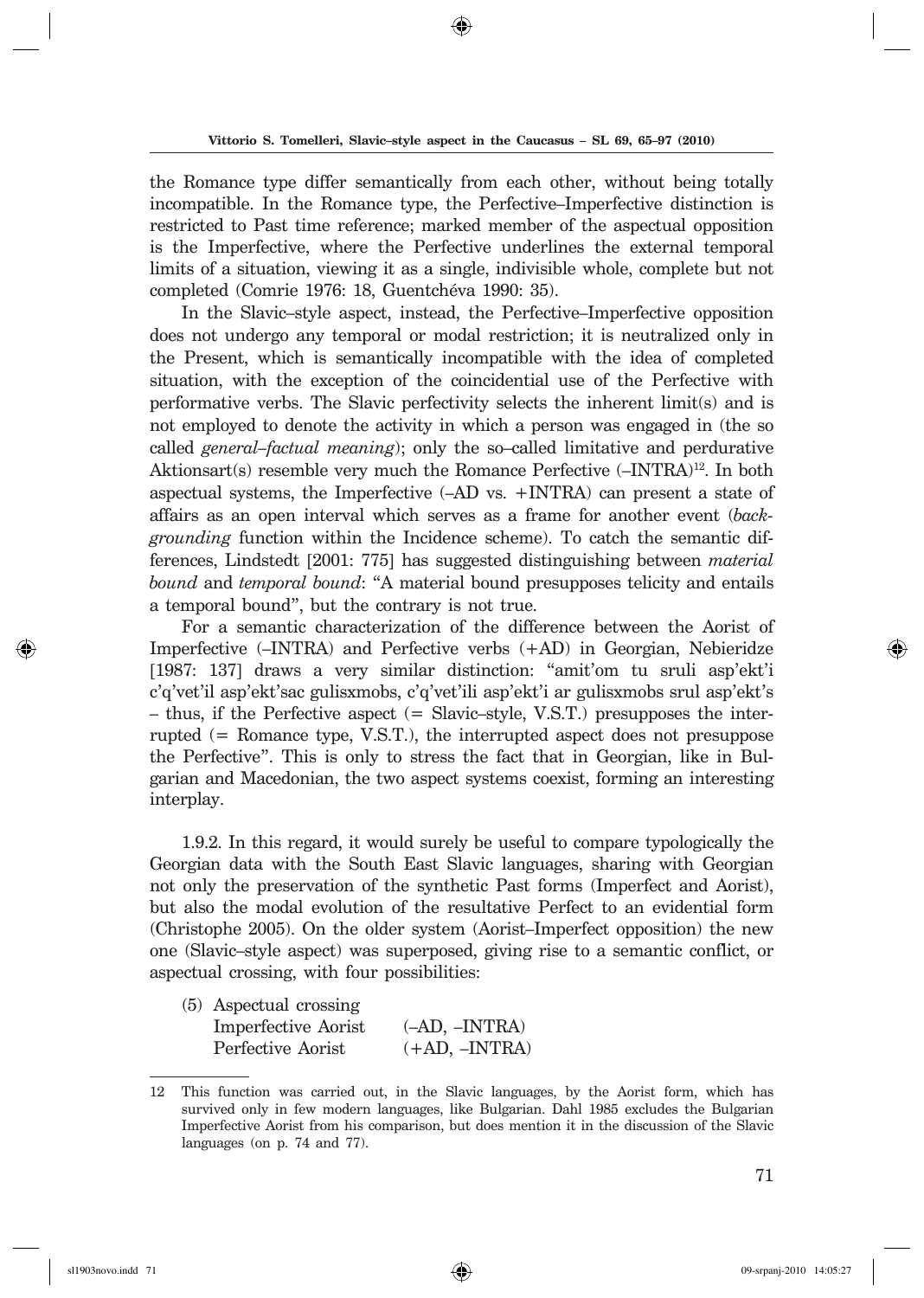the Romance type differ semantically from each other, without being totally incompatible. In the Romance type, the Perfective–Imperfective distinction is restricted to Past time reference; marked member of the aspectual opposition is the Imperfective, where the Perfective underlines the external temporal limits of a situation, viewing it as a single, indivisible whole, complete but not completed (Comrie 1976: 18, Guentchéva 1990: 35).

In the Slavic–style aspect, instead, the Perfective–Imperfective opposition does not undergo any temporal or modal restriction; it is neutralized only in the Present, which is semantically incompatible with the idea of completed situation, with the exception of the coincidential use of the Perfective with performative verbs. The Slavic perfectivity selects the inherent limit(s) and is not employed to denote the activity in which a person was engaged in (the so called *general–factual meaning*); only the so–called limitative and perdurative Aktionsart(s) resemble very much the Romance Perfective (–INTRA)[12]. In both aspectual systems, the Imperfective (–AD vs. +INTRA) can present a state of affairs as an open interval which serves as a frame for another event (*backgrounding* function within the Incidence scheme). To catch the semantic differences, Lindstedt [2001: 775] has suggested distinguishing between *material bound* and *temporal bound*: "A material bound presupposes telicity and entails a temporal bound", but the contrary is not true.

For a semantic characterization of the difference between the Aorist of Imperfective (–INTRA) and Perfective verbs (+AD) in Georgian, Nebieridze [1987: 137] draws a very similar distinction: "amit'om tu sruli asp'ekt'i c'q'vet'il asp'ekt'sac gulisxmobs, c'q'vet'ili asp'ekt'i ar gulisxmobs srul asp'ekt's – thus, if the Perfective aspect (= Slavic–style, V.S.T.) presupposes the interrupted (= Romance type, V.S.T.), the interrupted aspect does not presuppose the Perfective". This is only to stress the fact that in Georgian, like in Bulgarian and Macedonian, the two aspect systems coexist, forming an interesting interplay.

1.9.2. In this regard, it would surely be useful to compare typologically the Georgian data with the South East Slavic languages, sharing with Georgian not only the preservation of the synthetic Past forms (Imperfect and Aorist), but also the modal evolution of the resultative Perfect to an evidential form (Christophe 2005). On the older system (Aorist–Imperfect opposition) the new one (Slavic–style aspect) was superposed, giving rise to a semantic conflict, or aspectual crossing, with four possibilities:

(5) Aspectual crossing

| | |
|---|---|
| Imperfective Aorist | (–AD, –INTRA) |
| Perfective Aorist | (+AD, –INTRA) |

12 This function was carried out, in the Slavic languages, by the Aorist form, which has survived only in few modern languages, like Bulgarian. Dahl 1985 excludes the Bulgarian Imperfective Aorist from his comparison, but does mention it in the discussion of the Slavic languages (on p. 74 and 77).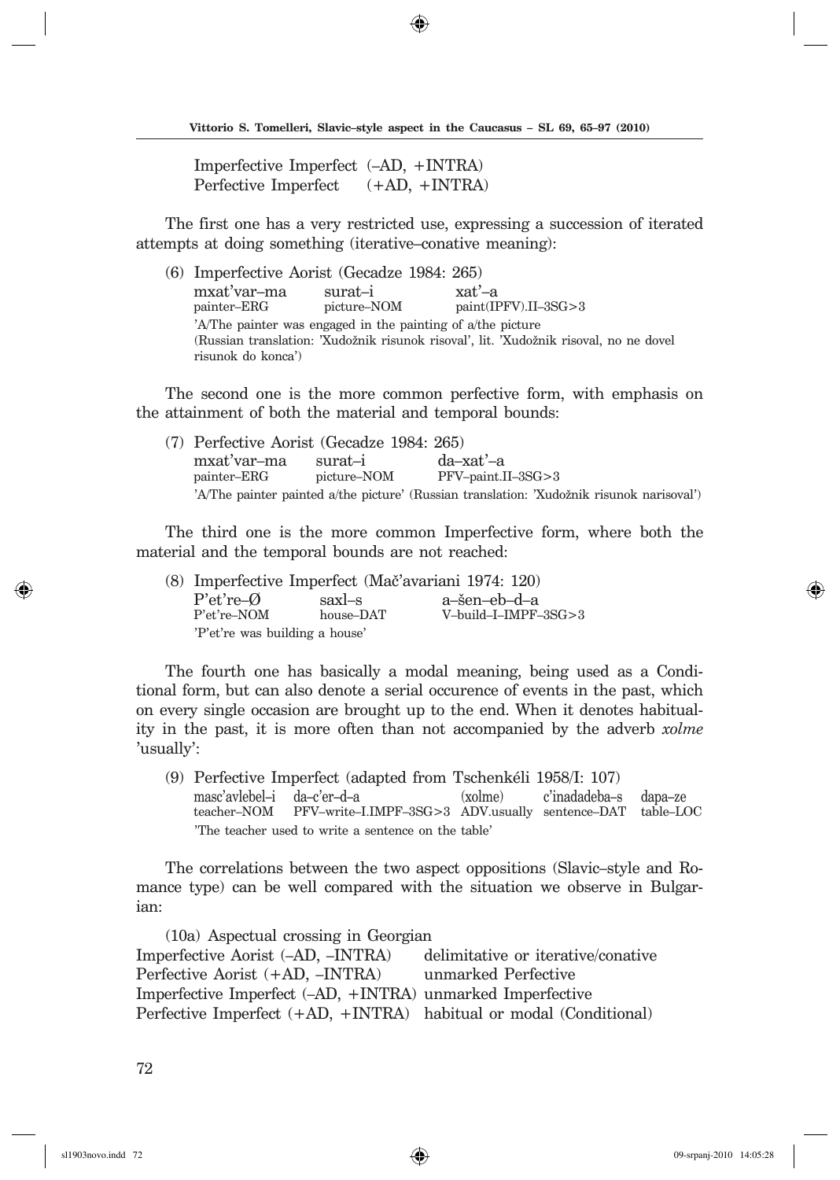Imperfective Imperfect (–AD, +INTRA)
Perfective Imperfect (+AD, +INTRA)

The first one has a very restricted use, expressing a succession of iterated attempts at doing something (iterative–conative meaning):

(6) Imperfective Aorist (Gecadze 1984: 265)

| mxat'var–ma | surat–i | xat'–a |
|---|---|---|
| painter–ERG | picture–NOM | paint(IPFV).II–3SG>3 |

'A/The painter was engaged in the painting of a/the picture
(Russian translation: 'Xudožnik risunok risoval', lit. 'Xudožnik risoval, no ne dovel risunok do konca')

The second one is the more common perfective form, with emphasis on the attainment of both the material and temporal bounds:

(7) Perfective Aorist (Gecadze 1984: 265)

| mxat'var–ma | surat–i | da–xat'–a |
|---|---|---|
| painter–ERG | picture–NOM | PFV–paint.II–3SG>3 |

'A/The painter painted a/the picture' (Russian translation: 'Xudožnik risunok narisoval')

The third one is the more common Imperfective form, where both the material and the temporal bounds are not reached:

(8) Imperfective Imperfect (Mač'avariani 1974: 120)

| P'et're–Ø | saxl–s | a–šen–eb–d–a |
|---|---|---|
| P'et're–NOM | house–DAT | V–build–I–IMPF–3SG>3 |

'P'et're was building a house'

The fourth one has basically a modal meaning, being used as a Conditional form, but can also denote a serial occurence of events in the past, which on every single occasion are brought up to the end. When it denotes habituality in the past, it is more often than not accompanied by the adverb *xolme* 'usually':

(9) Perfective Imperfect (adapted from Tschenkéli 1958/I: 107)

| masc'avlebel–i | da–c'er–d–a | (xolme) | c'inadadeba–s | dapa–ze |
|---|---|---|---|---|
| teacher–NOM | PFV–write–I.IMPF–3SG>3 | ADV.usually | sentence–DAT | table–LOC |

'The teacher used to write a sentence on the table'

The correlations between the two aspect oppositions (Slavic–style and Romance type) can be well compared with the situation we observe in Bulgarian:

(10a) Aspectual crossing in Georgian

| | |
|---|---|
| Imperfective Aorist (–AD, –INTRA) | delimitative or iterative/conative |
| Perfective Aorist (+AD, –INTRA) | unmarked Perfective |
| Imperfective Imperfect (–AD, +INTRA) | unmarked Imperfective |
| Perfective Imperfect (+AD, +INTRA) | habitual or modal (Conditional) |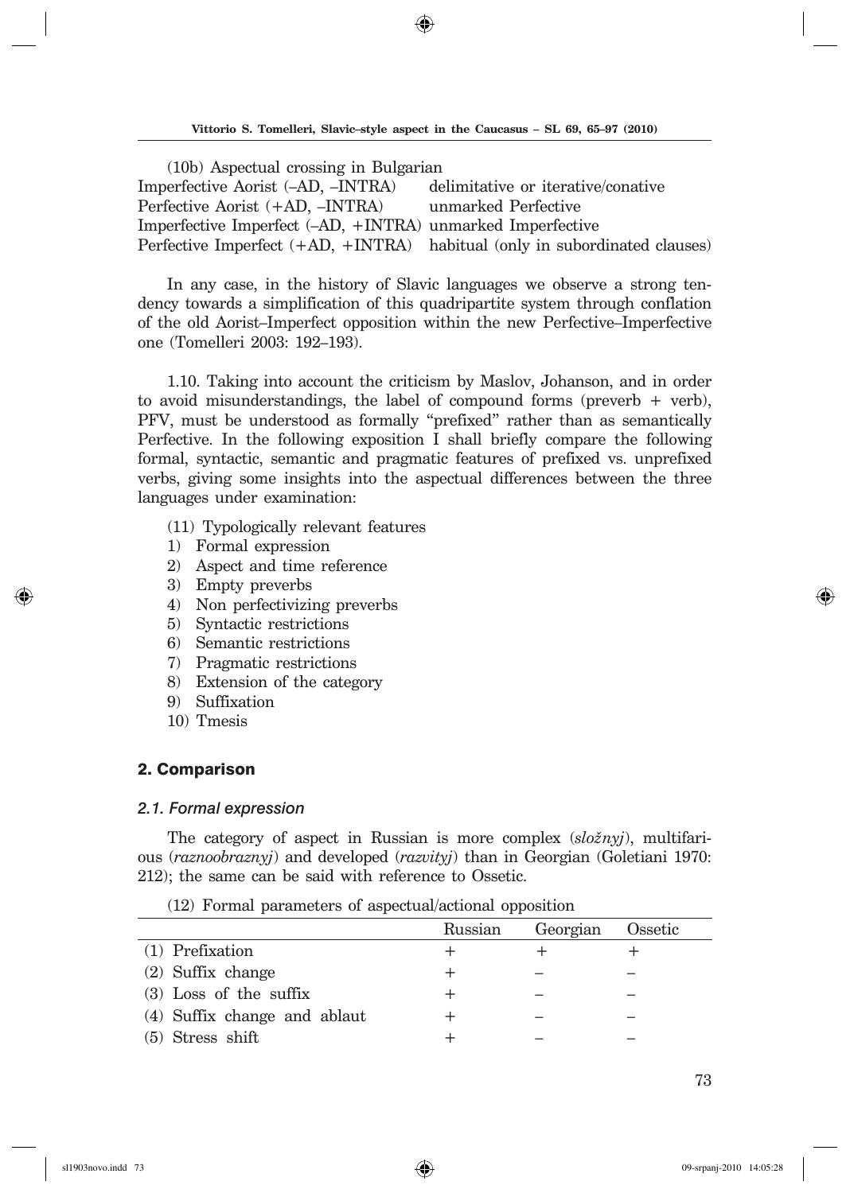(10b) Aspectual crossing in Bulgarian

| | |
|---|---|
| Imperfective Aorist (–AD, –INTRA) | delimitative or iterative/conative |
| Perfective Aorist (+AD, –INTRA) | unmarked Perfective |
| Imperfective Imperfect (–AD, +INTRA) | unmarked Imperfective |
| Perfective Imperfect (+AD, +INTRA) | habitual (only in subordinated clauses) |

In any case, in the history of Slavic languages we observe a strong tendency towards a simplification of this quadripartite system through conflation of the old Aorist–Imperfect opposition within the new Perfective–Imperfective one (Tomelleri 2003: 192–193).

1.10. Taking into account the criticism by Maslov, Johanson, and in order to avoid misunderstandings, the label of compound forms (preverb + verb), PFV, must be understood as formally "prefixed" rather than as semantically Perfective. In the following exposition I shall briefly compare the following formal, syntactic, semantic and pragmatic features of prefixed vs. unprefixed verbs, giving some insights into the aspectual differences between the three languages under examination:

(11) Typologically relevant features

1) Formal expression
2) Aspect and time reference
3) Empty preverbs
4) Non perfectivizing preverbs
5) Syntactic restrictions
6) Semantic restrictions
7) Pragmatic restrictions
8) Extension of the category
9) Suffixation
10) Tmesis

## 2. Comparison

### *2.1. Formal expression*

The category of aspect in Russian is more complex (*složnyj*), multifarious (*raznoobraznyj*) and developed (*razvityj*) than in Georgian (Goletiani 1970: 212); the same can be said with reference to Ossetic.

(12) Formal parameters of aspectual/actional opposition

| | Russian | Georgian | Ossetic |
|---|---|---|---|
| (1) Prefixation | + | + | + |
| (2) Suffix change | + | – | – |
| (3) Loss of the suffix | + | – | – |
| (4) Suffix change and ablaut | + | – | – |
| (5) Stress shift | + | – | – |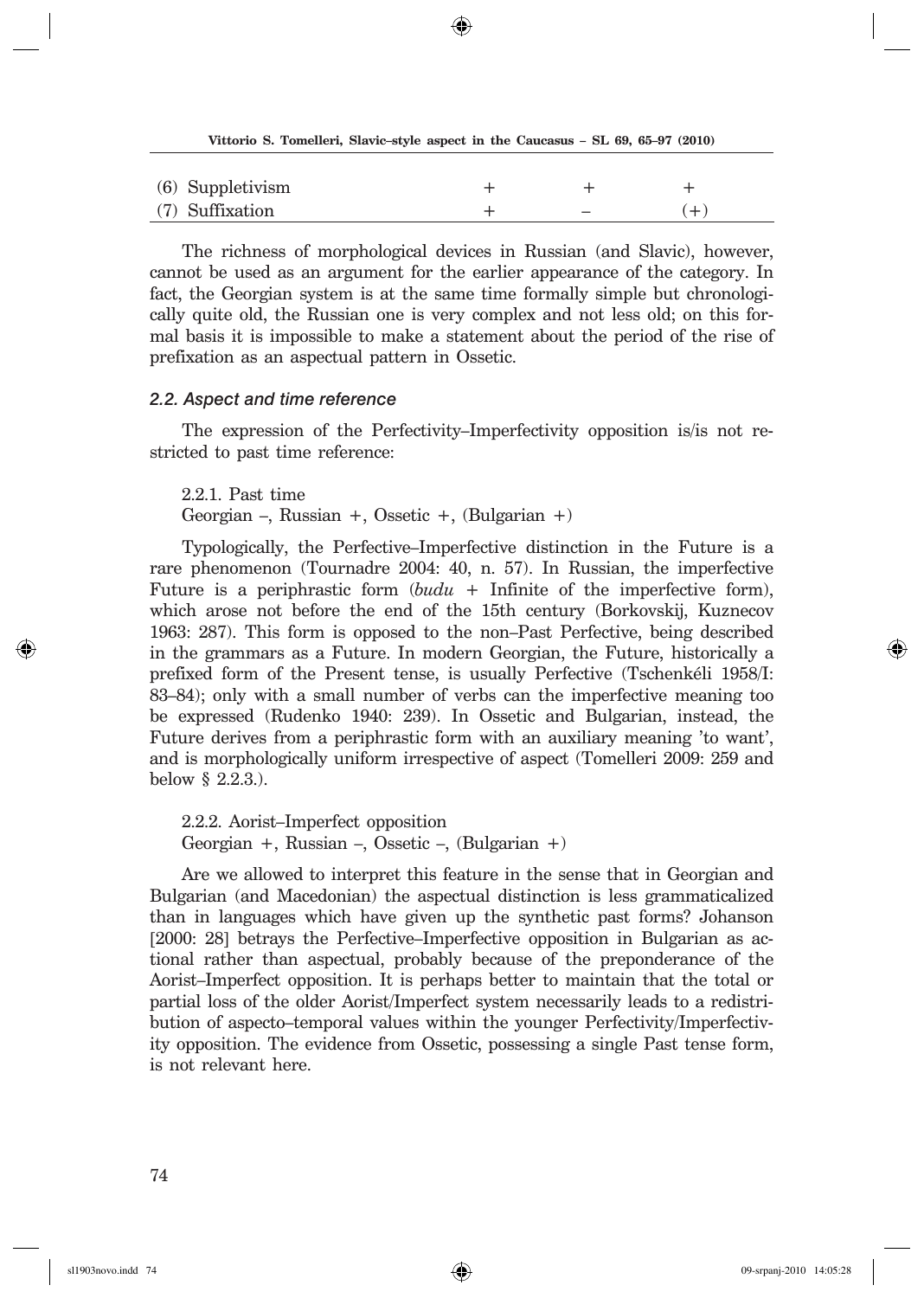| | | | |
|---|---|---|---|
| (6) Suppletivism | + | + | + |
| (7) Suffixation | + | – | (+) |

The richness of morphological devices in Russian (and Slavic), however, cannot be used as an argument for the earlier appearance of the category. In fact, the Georgian system is at the same time formally simple but chronologically quite old, the Russian one is very complex and not less old; on this formal basis it is impossible to make a statement about the period of the rise of prefixation as an aspectual pattern in Ossetic.

### *2.2. Aspect and time reference*

The expression of the Perfectivity–Imperfectivity opposition is/is not restricted to past time reference:

2.2.1. Past time
Georgian –, Russian +, Ossetic +, (Bulgarian +)

Typologically, the Perfective–Imperfective distinction in the Future is a rare phenomenon (Tournadre 2004: 40, n. 57). In Russian, the imperfective Future is a periphrastic form (*budu* + Infinite of the imperfective form), which arose not before the end of the 15th century (Borkovskij, Kuznecov 1963: 287). This form is opposed to the non–Past Perfective, being described in the grammars as a Future. In modern Georgian, the Future, historically a prefixed form of the Present tense, is usually Perfective (Tschenkéli 1958/I: 83–84); only with a small number of verbs can the imperfective meaning too be expressed (Rudenko 1940: 239). In Ossetic and Bulgarian, instead, the Future derives from a periphrastic form with an auxiliary meaning 'to want', and is morphologically uniform irrespective of aspect (Tomelleri 2009: 259 and below § 2.2.3.).

2.2.2. Aorist–Imperfect opposition
Georgian +, Russian –, Ossetic –, (Bulgarian +)

Are we allowed to interpret this feature in the sense that in Georgian and Bulgarian (and Macedonian) the aspectual distinction is less grammaticalized than in languages which have given up the synthetic past forms? Johanson [2000: 28] betrays the Perfective–Imperfective opposition in Bulgarian as actional rather than aspectual, probably because of the preponderance of the Aorist–Imperfect opposition. It is perhaps better to maintain that the total or partial loss of the older Aorist/Imperfect system necessarily leads to a redistribution of aspecto–temporal values within the younger Perfectivity/Imperfectivity opposition. The evidence from Ossetic, possessing a single Past tense form, is not relevant here.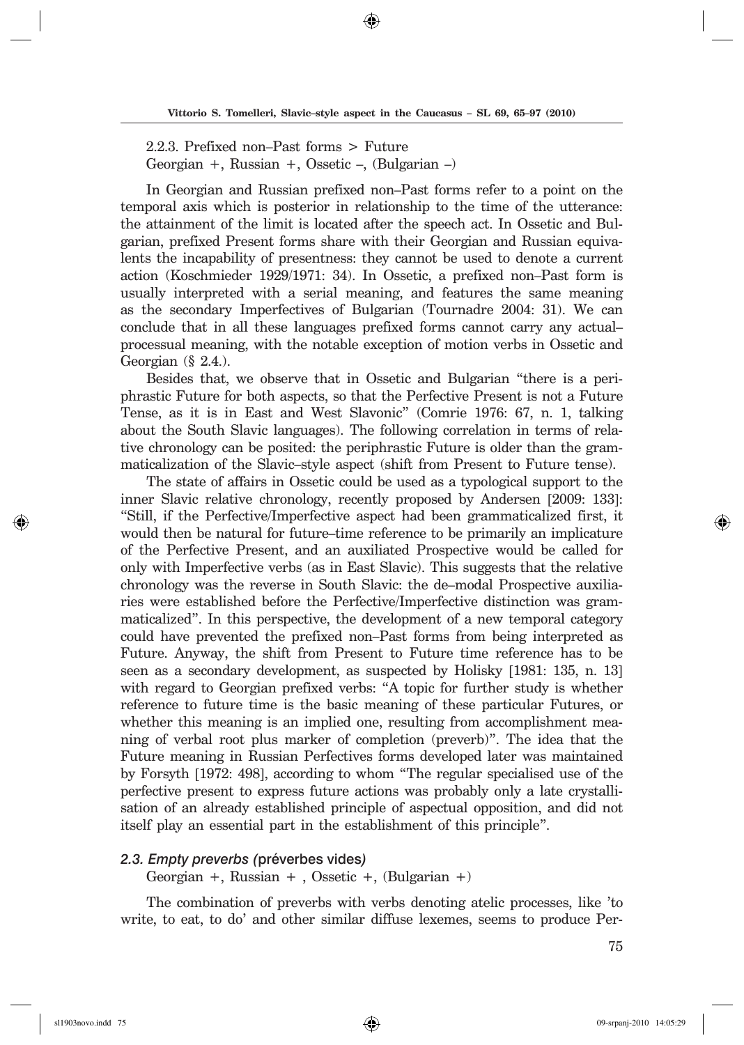2.2.3. Prefixed non–Past forms > Future
Georgian +, Russian +, Ossetic –, (Bulgarian –)

In Georgian and Russian prefixed non–Past forms refer to a point on the temporal axis which is posterior in relationship to the time of the utterance: the attainment of the limit is located after the speech act. In Ossetic and Bulgarian, prefixed Present forms share with their Georgian and Russian equivalents the incapability of presentness: they cannot be used to denote a current action (Koschmieder 1929/1971: 34). In Ossetic, a prefixed non–Past form is usually interpreted with a serial meaning, and features the same meaning as the secondary Imperfectives of Bulgarian (Tournadre 2004: 31). We can conclude that in all these languages prefixed forms cannot carry any actual–processual meaning, with the notable exception of motion verbs in Ossetic and Georgian (§ 2.4.).

Besides that, we observe that in Ossetic and Bulgarian "there is a periphrastic Future for both aspects, so that the Perfective Present is not a Future Tense, as it is in East and West Slavonic" (Comrie 1976: 67, n. 1, talking about the South Slavic languages). The following correlation in terms of relative chronology can be posited: the periphrastic Future is older than the grammaticalization of the Slavic–style aspect (shift from Present to Future tense).

The state of affairs in Ossetic could be used as a typological support to the inner Slavic relative chronology, recently proposed by Andersen [2009: 133]: "Still, if the Perfective/Imperfective aspect had been grammaticalized first, it would then be natural for future–time reference to be primarily an implicature of the Perfective Present, and an auxiliated Prospective would be called for only with Imperfective verbs (as in East Slavic). This suggests that the relative chronology was the reverse in South Slavic: the de–modal Prospective auxiliaries were established before the Perfective/Imperfective distinction was grammaticalized". In this perspective, the development of a new temporal category could have prevented the prefixed non–Past forms from being interpreted as Future. Anyway, the shift from Present to Future time reference has to be seen as a secondary development, as suspected by Holisky [1981: 135, n. 13] with regard to Georgian prefixed verbs: "A topic for further study is whether reference to future time is the basic meaning of these particular Futures, or whether this meaning is an implied one, resulting from accomplishment meaning of verbal root plus marker of completion (preverb)". The idea that the Future meaning in Russian Perfectives forms developed later was maintained by Forsyth [1972: 498], according to whom "The regular specialised use of the perfective present to express future actions was probably only a late crystallisation of an already established principle of aspectual opposition, and did not itself play an essential part in the establishment of this principle".

### *2.3. Empty preverbs (*préverbes vides*)*

Georgian +, Russian + , Ossetic +, (Bulgarian +)

The combination of preverbs with verbs denoting atelic processes, like 'to write, to eat, to do' and other similar diffuse lexemes, seems to produce Per-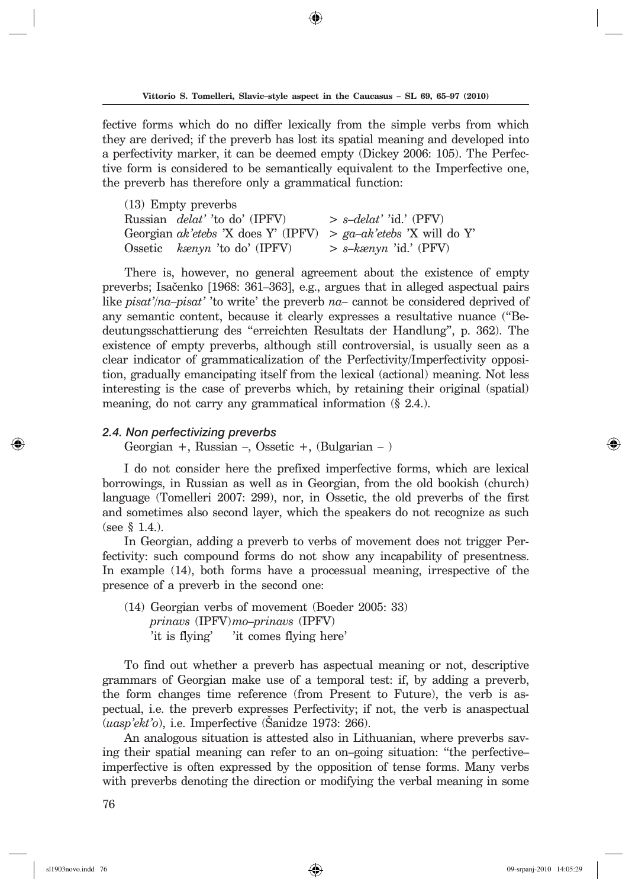fective forms which do no differ lexically from the simple verbs from which they are derived; if the preverb has lost its spatial meaning and developed into a perfectivity marker, it can be deemed empty (Dickey 2006: 105). The Perfective form is considered to be semantically equivalent to the Imperfective one, the preverb has therefore only a grammatical function:

(13) Empty preverbs

| | | |
|---|---|---|
| Russian | *delat'* 'to do' (IPFV) | > *s–delat'* 'id.' (PFV) |
| Georgian | *ak'etebs* 'X does Y' (IPFV) | > *ga–ak'etebs* 'X will do Y' |
| Ossetic | *kænyn* 'to do' (IPFV) | > *s–kænyn* 'id.' (PFV) |

There is, however, no general agreement about the existence of empty preverbs; Isačenko [1968: 361–363], e.g., argues that in alleged aspectual pairs like *pisat'/na–pisat'* 'to write' the preverb *na–* cannot be considered deprived of any semantic content, because it clearly expresses a resultative nuance ("Bedeutungsschattierung des "erreichten Resultats der Handlung", p. 362). The existence of empty preverbs, although still controversial, is usually seen as a clear indicator of grammaticalization of the Perfectivity/Imperfectivity opposition, gradually emancipating itself from the lexical (actional) meaning. Not less interesting is the case of preverbs which, by retaining their original (spatial) meaning, do not carry any grammatical information (§ 2.4.).

### *2.4. Non perfectivizing preverbs*

Georgian +, Russian –, Ossetic +, (Bulgarian – )

I do not consider here the prefixed imperfective forms, which are lexical borrowings, in Russian as well as in Georgian, from the old bookish (church) language (Tomelleri 2007: 299), nor, in Ossetic, the old preverbs of the first and sometimes also second layer, which the speakers do not recognize as such (see § 1.4.).

In Georgian, adding a preverb to verbs of movement does not trigger Perfectivity: such compound forms do not show any incapability of presentness. In example (14), both forms have a processual meaning, irrespective of the presence of a preverb in the second one:

(14) Georgian verbs of movement (Boeder 2005: 33)
*prinavs* (IPFV) *mo–prinavs* (IPFV)
'it is flying' 'it comes flying here'

To find out whether a preverb has aspectual meaning or not, descriptive grammars of Georgian make use of a temporal test: if, by adding a preverb, the form changes time reference (from Present to Future), the verb is aspectual, i.e. the preverb expresses Perfectivity; if not, the verb is anaspectual (*uasp'ekt'o*), i.e. Imperfective (Šanidze 1973: 266).

An analogous situation is attested also in Lithuanian, where preverbs saving their spatial meaning can refer to an on–going situation: "the perfective–imperfective is often expressed by the opposition of tense forms. Many verbs with preverbs denoting the direction or modifying the verbal meaning in some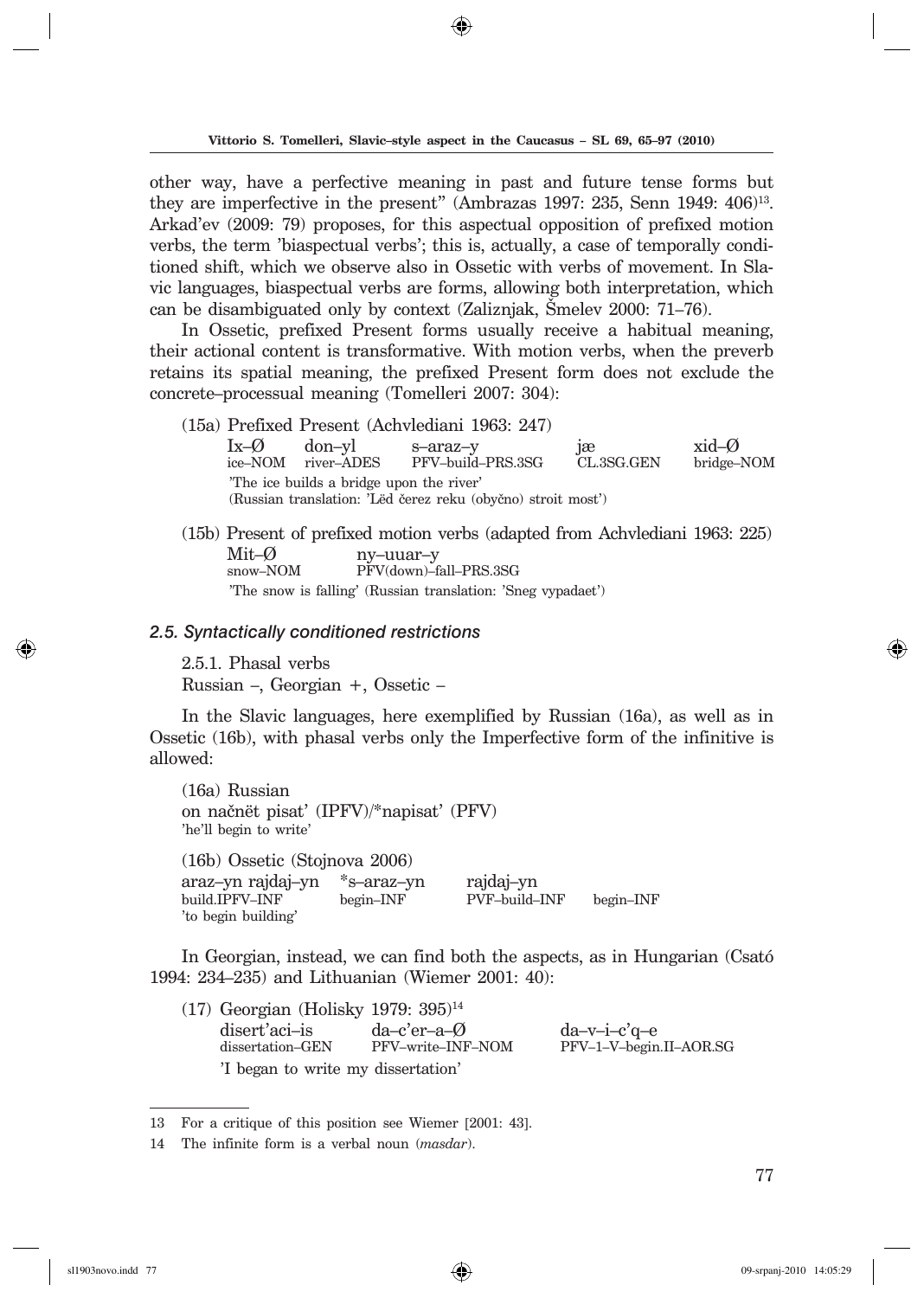other way, have a perfective meaning in past and future tense forms but they are imperfective in the present" (Ambrazas 1997: 235, Senn 1949: 406)[13]. Arkad'ev (2009: 79) proposes, for this aspectual opposition of prefixed motion verbs, the term 'biaspectual verbs'; this is, actually, a case of temporally conditioned shift, which we observe also in Ossetic with verbs of movement. In Slavic languages, biaspectual verbs are forms, allowing both interpretation, which can be disambiguated only by context (Zaliznjak, Šmelev 2000: 71–76).

In Ossetic, prefixed Present forms usually receive a habitual meaning, their actional content is transformative. With motion verbs, when the preverb retains its spatial meaning, the prefixed Present form does not exclude the concrete–processual meaning (Tomelleri 2007: 304):

(15a) Prefixed Present (Achvlediani 1963: 247)

| Ix–Ø | don–yl | s–araz–y | jæ | xid–Ø |
|---|---|---|---|---|
| ice–NOM | river–ADES | PFV–build–PRS.3SG | CL.3SG.GEN | bridge–NOM |

'The ice builds a bridge upon the river'
(Russian translation: 'Lëd čerez reku (obyčno) stroit most')

(15b) Present of prefixed motion verbs (adapted from Achvlediani 1963: 225)

| Mit–Ø | ny–uuar–y |
|---|---|
| snow–NOM | PFV(down)–fall–PRS.3SG |

'The snow is falling' (Russian translation: 'Sneg vypadaet')

### 2.5. Syntactically conditioned restrictions

2.5.1. Phasal verbs

Russian –, Georgian +, Ossetic –

In the Slavic languages, here exemplified by Russian (16a), as well as in Ossetic (16b), with phasal verbs only the Imperfective form of the infinitive is allowed:

(16a) Russian
on načnët pisat' (IPFV)/*napisat' (PFV)
'he'll begin to write'

(16b) Ossetic (Stojnova 2006)

| araz–yn rajdaj–yn | *s–araz–yn | rajdaj–yn |
|---|---|---|
| build.IPFV–INF begin–INF | PVF–build–INF | begin–INF |

'to begin building'

In Georgian, instead, we can find both the aspects, as in Hungarian (Csató 1994: 234–235) and Lithuanian (Wiemer 2001: 40):

(17) Georgian (Holisky 1979: 395)[14]

| disert'aci–is | da–c'er–a–Ø | da–v–i–c'q–e |
|---|---|---|
| dissertation–GEN | PFV–write–INF–NOM | PFV–1–V–begin.II–AOR.SG |

'I began to write my dissertation'

---

13 For a critique of this position see Wiemer [2001: 43].

14 The infinite form is a verbal noun (*masdar*).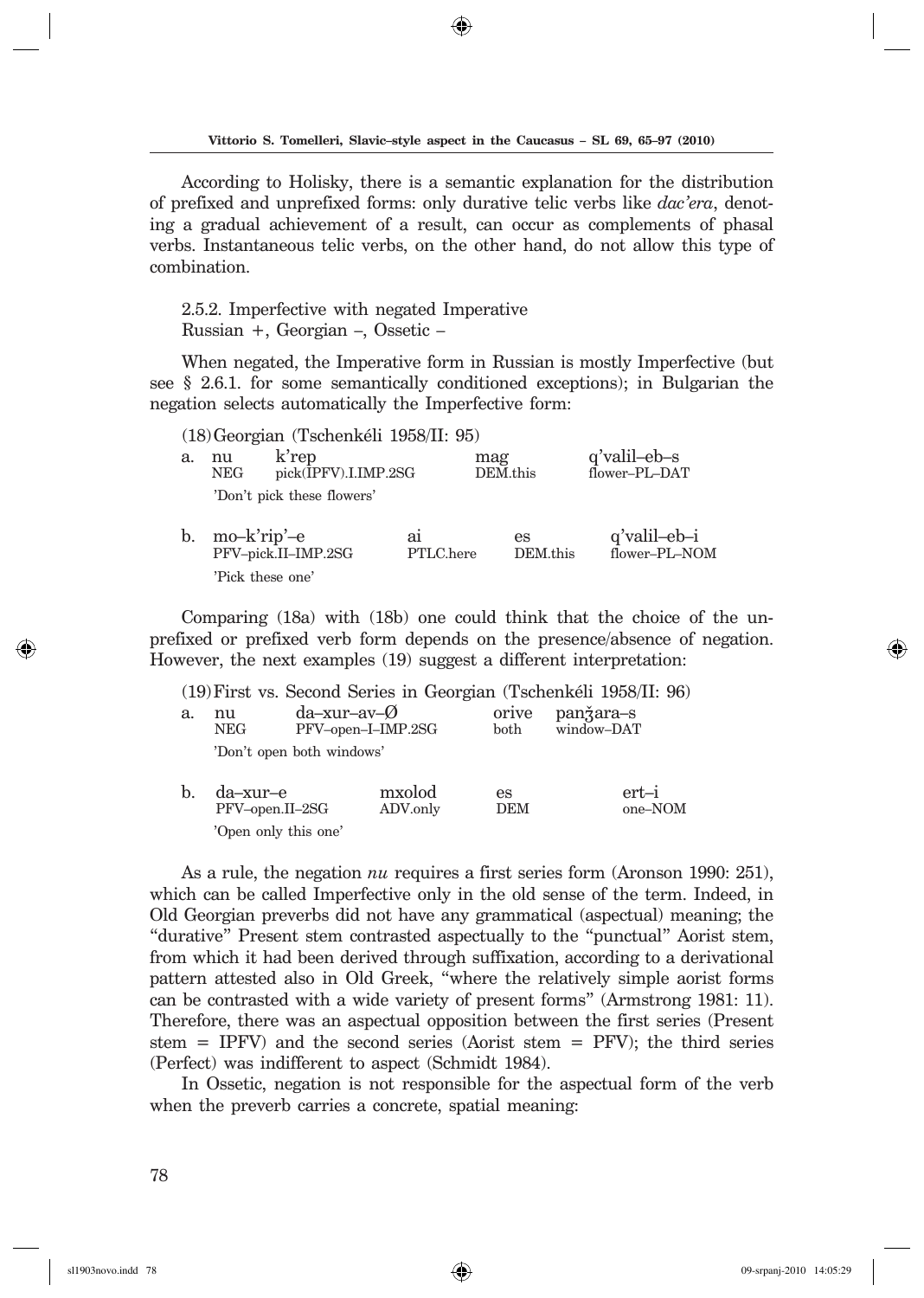According to Holisky, there is a semantic explanation for the distribution of prefixed and unprefixed forms: only durative telic verbs like *dac'era*, denoting a gradual achievement of a result, can occur as complements of phasal verbs. Instantaneous telic verbs, on the other hand, do not allow this type of combination.

2.5.2. Imperfective with negated Imperative
Russian +, Georgian –, Ossetic –

When negated, the Imperative form in Russian is mostly Imperfective (but see § 2.6.1. for some semantically conditioned exceptions); in Bulgarian the negation selects automatically the Imperfective form:

(18) Georgian (Tschenkéli 1958/II: 95)

a. nu k'rep mag q'valil–eb–s
NEG pick(IPFV).I.IMP.2SG DEM.this flower–PL–DAT
'Don't pick these flowers'

b. mo–k'rip'–e ai es q'valil–eb–i
PFV–pick.II–IMP.2SG PTLC.here DEM.this flower–PL–NOM
'Pick these one'

Comparing (18a) with (18b) one could think that the choice of the unprefixed or prefixed verb form depends on the presence/absence of negation. However, the next examples (19) suggest a different interpretation:

(19) First vs. Second Series in Georgian (Tschenkéli 1958/II: 96)

a. nu da–xur–av–Ø orive panǯara–s
NEG PFV–open–I–IMP.2SG both window–DAT
'Don't open both windows'

b. da–xur–e mxolod es ert–i
PFV–open.II–2SG ADV.only DEM one–NOM
'Open only this one'

As a rule, the negation *nu* requires a first series form (Aronson 1990: 251), which can be called Imperfective only in the old sense of the term. Indeed, in Old Georgian preverbs did not have any grammatical (aspectual) meaning; the "durative" Present stem contrasted aspectually to the "punctual" Aorist stem, from which it had been derived through suffixation, according to a derivational pattern attested also in Old Greek, "where the relatively simple aorist forms can be contrasted with a wide variety of present forms" (Armstrong 1981: 11). Therefore, there was an aspectual opposition between the first series (Present stem = IPFV) and the second series (Aorist stem = PFV); the third series (Perfect) was indifferent to aspect (Schmidt 1984).

In Ossetic, negation is not responsible for the aspectual form of the verb when the preverb carries a concrete, spatial meaning: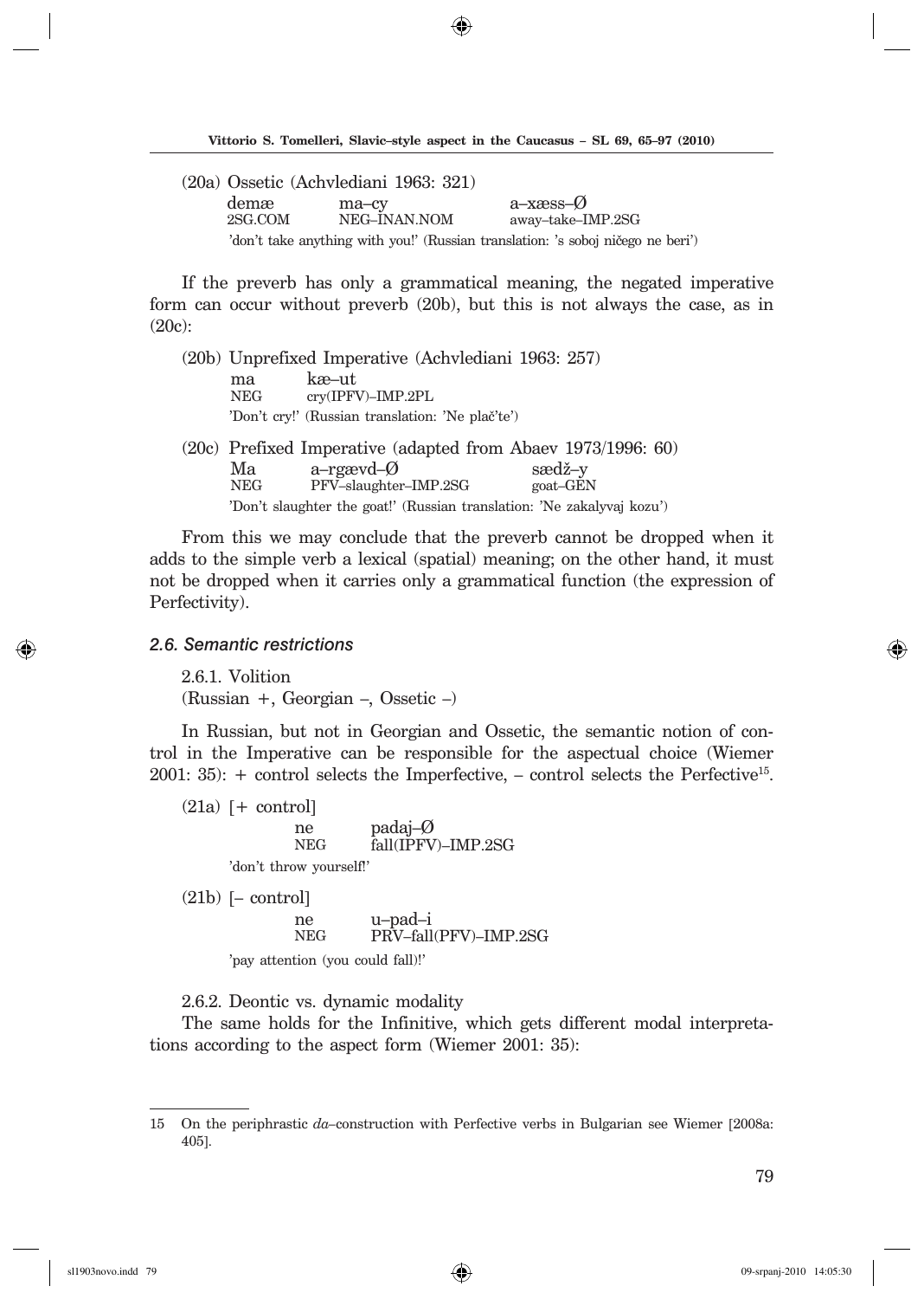(20a) Ossetic (Achvlediani 1963: 321)

| demæ | ma–cy | a–xæss–Ø |
|---|---|---|
| 2SG.COM | NEG–INAN.NOM | away–take–IMP.2SG |

'don't take anything with you!' (Russian translation: 's soboj ničego ne beri')

If the preverb has only a grammatical meaning, the negated imperative form can occur without preverb (20b), but this is not always the case, as in (20c):

(20b) Unprefixed Imperative (Achvlediani 1963: 257)

| ma | kæ–ut |
|---|---|
| NEG | cry(IPFV)–IMP.2PL |

'Don't cry!' (Russian translation: 'Ne plač'te')

(20c) Prefixed Imperative (adapted from Abaev 1973/1996: 60)

| Ma | a–rgævd–Ø | sædž–y |
|---|---|---|
| NEG | PFV–slaughter–IMP.2SG | goat–GEN |

'Don't slaughter the goat!' (Russian translation: 'Ne zakalyvaj kozu')

From this we may conclude that the preverb cannot be dropped when it adds to the simple verb a lexical (spatial) meaning; on the other hand, it must not be dropped when it carries only a grammatical function (the expression of Perfectivity).

### *2.6. Semantic restrictions*

2.6.1. Volition
(Russian +, Georgian –, Ossetic –)

In Russian, but not in Georgian and Ossetic, the semantic notion of control in the Imperative can be responsible for the aspectual choice (Wiemer 2001: 35): + control selects the Imperfective, – control selects the Perfective[15].

(21a) [+ control]

| ne | padaj–Ø |
|---|---|
| NEG | fall(IPFV)–IMP.2SG |

'don't throw yourself!'

(21b) [– control]

| ne | u–pad–i |
|---|---|
| NEG | PRV–fall(PFV)–IMP.2SG |

'pay attention (you could fall)!'

2.6.2. Deontic vs. dynamic modality

The same holds for the Infinitive, which gets different modal interpretations according to the aspect form (Wiemer 2001: 35):

---

15 On the periphrastic *da*–construction with Perfective verbs in Bulgarian see Wiemer [2008a: 405].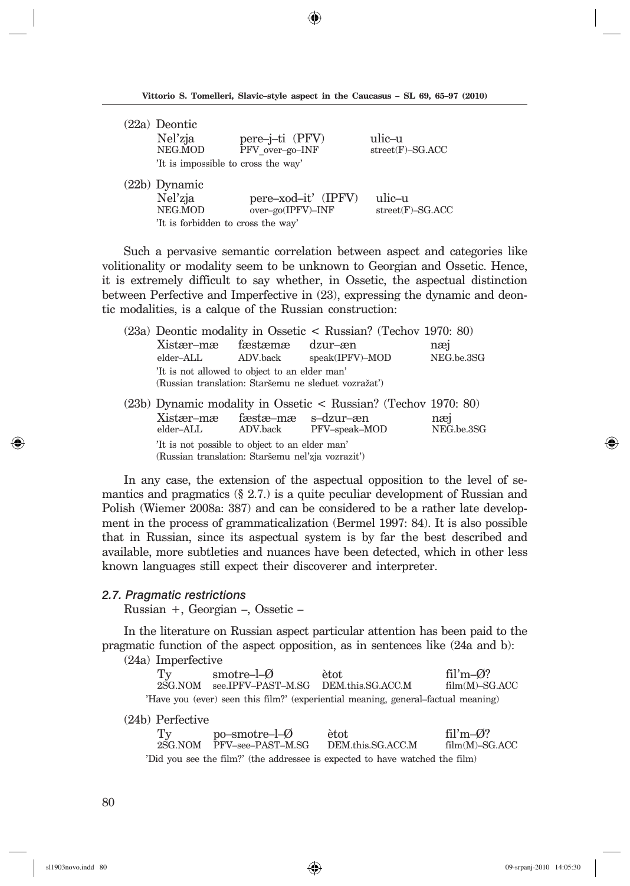(22a) Deontic

| Nel'zja | pere–j–ti (PFV) | ulic–u |
|---|---|---|
| NEG.MOD | PFV_over–go–INF | street(F)–SG.ACC |

'It is impossible to cross the way'

(22b) Dynamic

| Nel'zja | pere–xod–it' (IPFV) | ulic–u |
|---|---|---|
| NEG.MOD | over–go(IPFV)–INF | street(F)–SG.ACC |

'It is forbidden to cross the way'

Such a pervasive semantic correlation between aspect and categories like volitionality or modality seem to be unknown to Georgian and Ossetic. Hence, it is extremely difficult to say whether, in Ossetic, the aspectual distinction between Perfective and Imperfective in (23), expressing the dynamic and deontic modalities, is a calque of the Russian construction:

(23a) Deontic modality in Ossetic < Russian? (Techov 1970: 80)

| Xistær–mæ | fæstæmæ | dzur–æn | næj |
|---|---|---|---|
| elder–ALL | ADV.back | speak(IPFV)–MOD | NEG.be.3SG |

'It is not allowed to object to an elder man'
(Russian translation: Staršemu ne sleduet vozražat')

(23b) Dynamic modality in Ossetic < Russian? (Techov 1970: 80)

| Xistær–mæ | fæstæ–mæ | s–dzur–æn | næj |
|---|---|---|---|
| elder–ALL | ADV.back | PFV–speak–MOD | NEG.be.3SG |

'It is not possible to object to an elder man'
(Russian translation: Staršemu nel'zja vozrazit')

In any case, the extension of the aspectual opposition to the level of semantics and pragmatics (§ 2.7.) is a quite peculiar development of Russian and Polish (Wiemer 2008a: 387) and can be considered to be a rather late development in the process of grammaticalization (Bermel 1997: 84). It is also possible that in Russian, since its aspectual system is by far the best described and available, more subtleties and nuances have been detected, which in other less known languages still expect their discoverer and interpreter.

### *2.7. Pragmatic restrictions*

Russian +, Georgian –, Ossetic –

In the literature on Russian aspect particular attention has been paid to the pragmatic function of the aspect opposition, as in sentences like (24a and b):

(24a) Imperfective

| Ty | smotre–l–Ø | ètot | fil'm–Ø? |
|---|---|---|---|
| 2SG.NOM | see.IPFV–PAST–M.SG | DEM.this.SG.ACC.M | film(M)–SG.ACC |

'Have you (ever) seen this film?' (experiential meaning, general–factual meaning)

(24b) Perfective

| Ty | po–smotre–l–Ø | ètot | fil'm–Ø? |
|---|---|---|---|
| 2SG.NOM | PFV–see–PAST–M.SG | DEM.this.SG.ACC.M | film(M)–SG.ACC |

'Did you see the film?' (the addressee is expected to have watched the film)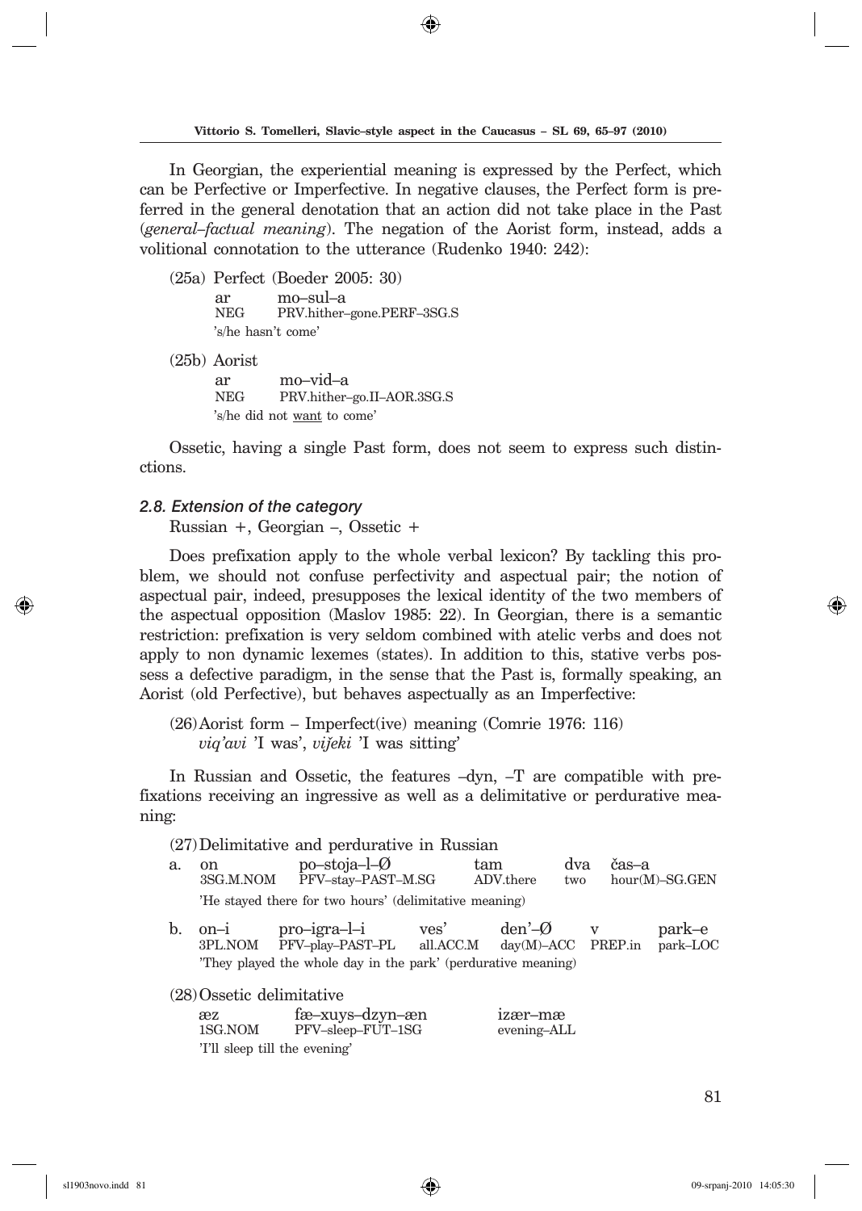In Georgian, the experiential meaning is expressed by the Perfect, which can be Perfective or Imperfective. In negative clauses, the Perfect form is preferred in the general denotation that an action did not take place in the Past (*general–factual meaning*). The negation of the Aorist form, instead, adds a volitional connotation to the utterance (Rudenko 1940: 242):

(25a) Perfect (Boeder 2005: 30)

| ar | mo–sul–a |
|---|---|
| NEG | PRV.hither–gone.PERF–3SG.S |

's/he hasn't come'

(25b) Aorist

| ar | mo–vid–a |
|---|---|
| NEG | PRV.hither–go.II–AOR.3SG.S |

's/he did not want to come'

Ossetic, having a single Past form, does not seem to express such distinctions.

### *2.8. Extension of the category*

Russian +, Georgian –, Ossetic +

Does prefixation apply to the whole verbal lexicon? By tackling this problem, we should not confuse perfectivity and aspectual pair; the notion of aspectual pair, indeed, presupposes the lexical identity of the two members of the aspectual opposition (Maslov 1985: 22). In Georgian, there is a semantic restriction: prefixation is very seldom combined with atelic verbs and does not apply to non dynamic lexemes (states). In addition to this, stative verbs possess a defective paradigm, in the sense that the Past is, formally speaking, an Aorist (old Perfective), but behaves aspectually as an Imperfective:

(26) Aorist form – Imperfect(ive) meaning (Comrie 1976: 116)
*viq'avi* 'I was', *vijeki* 'I was sitting'

In Russian and Ossetic, the features –dyn, –T are compatible with prefixations receiving an ingressive as well as a delimitative or perdurative meaning:

(27) Delimitative and perdurative in Russian

a.

| on | po–stoja–l–Ø | tam | dva | čas–a |
|---|---|---|---|---|
| 3SG.M.NOM | PFV–stay–PAST–M.SG | ADV.there | two | hour(M)–SG.GEN |

'He stayed there for two hours' (delimitative meaning)

b.

| on–i | pro–igra–l–i | ves' | den'–Ø | v | park–e |
|---|---|---|---|---|---|
| 3PL.NOM | PFV–play–PAST–PL | all.ACC.M | day(M)–ACC | PREP.in | park–LOC |

'They played the whole day in the park' (perdurative meaning)

(28) Ossetic delimitative

| æz | fæ–xuys–dzyn–æn | izær–mæ |
|---|---|---|
| 1SG.NOM | PFV–sleep–FUT–1SG | evening–ALL |

'I'll sleep till the evening'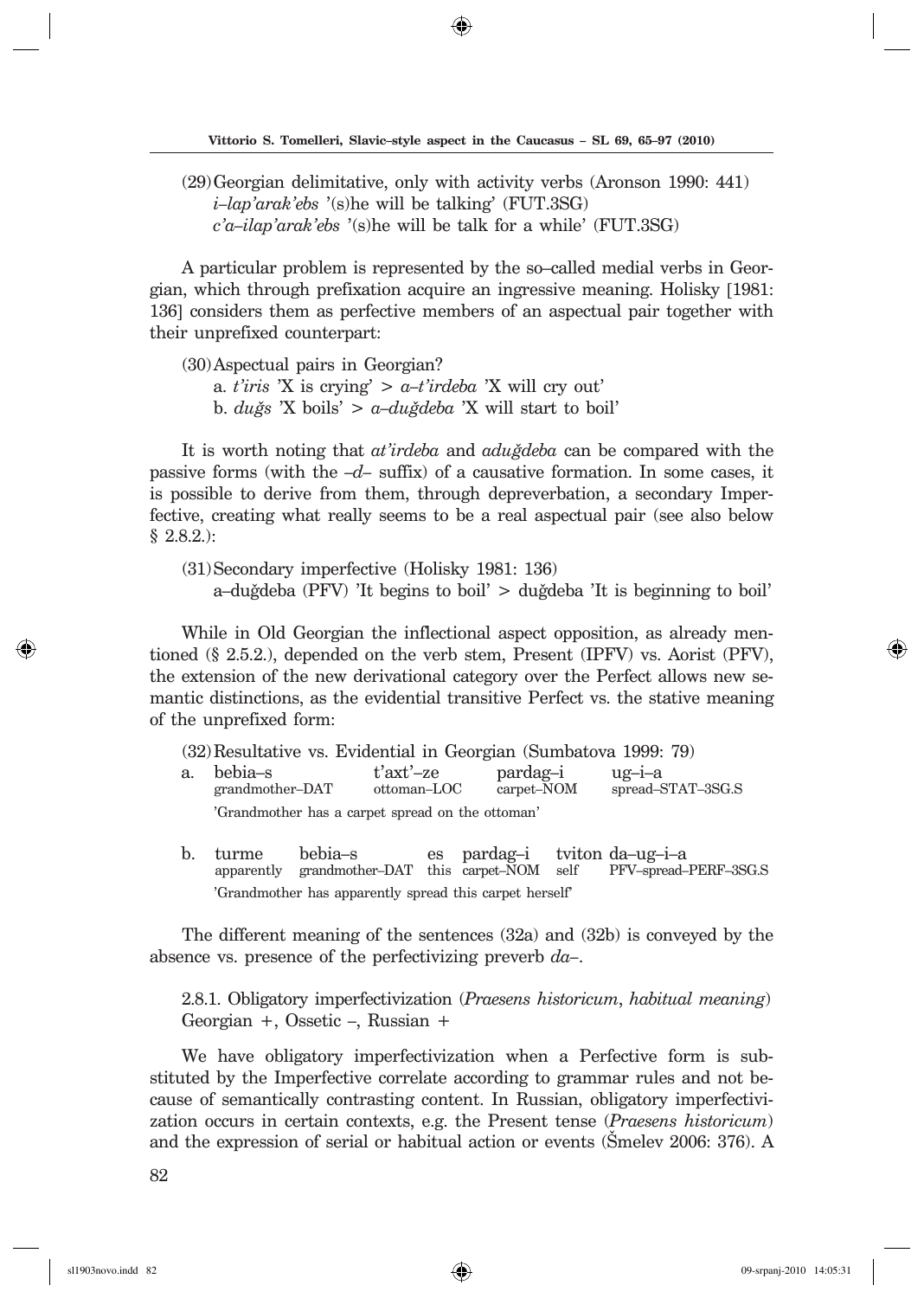(29) Georgian delimitative, only with activity verbs (Aronson 1990: 441)
*i–lap'arak'ebs* '(s)he will be talking' (FUT.3SG)
*c'a–ilap'arak'ebs* '(s)he will be talk for a while' (FUT.3SG)

A particular problem is represented by the so–called medial verbs in Georgian, which through prefixation acquire an ingressive meaning. Holisky [1981: 136] considers them as perfective members of an aspectual pair together with their unprefixed counterpart:

(30) Aspectual pairs in Georgian?
a. *t'iris* 'X is crying' > *a–t'irdeba* 'X will cry out'
b. *duğs* 'X boils' > *a–duğdeba* 'X will start to boil'

It is worth noting that *at'irdeba* and *aduğdeba* can be compared with the passive forms (with the *–d–* suffix) of a causative formation. In some cases, it is possible to derive from them, through depreverbation, a secondary Imperfective, creating what really seems to be a real aspectual pair (see also below § 2.8.2.):

(31) Secondary imperfective (Holisky 1981: 136)
a–duğdeba (PFV) 'It begins to boil' > duğdeba 'It is beginning to boil'

While in Old Georgian the inflectional aspect opposition, as already mentioned (§ 2.5.2.), depended on the verb stem, Present (IPFV) vs. Aorist (PFV), the extension of the new derivational category over the Perfect allows new semantic distinctions, as the evidential transitive Perfect vs. the stative meaning of the unprefixed form:

(32) Resultative vs. Evidential in Georgian (Sumbatova 1999: 79)

a.

| bebia–s | t'axt'–ze | pardag–i | ug–i–a |
|---|---|---|---|
| grandmother–DAT | ottoman–LOC | carpet–NOM | spread–STAT–3SG.S |

'Grandmother has a carpet spread on the ottoman'

b.

| turme | bebia–s | es | pardag–i | tviton | da–ug–i–a |
|---|---|---|---|---|---|
| apparently | grandmother–DAT | this | carpet–NOM | self | PFV–spread–PERF–3SG.S |

'Grandmother has apparently spread this carpet herself'

The different meaning of the sentences (32a) and (32b) is conveyed by the absence vs. presence of the perfectivizing preverb *da–*.

2.8.1. Obligatory imperfectivization (*Praesens historicum*, *habitual meaning*)
Georgian +, Ossetic –, Russian +

We have obligatory imperfectivization when a Perfective form is substituted by the Imperfective correlate according to grammar rules and not because of semantically contrasting content. In Russian, obligatory imperfectivization occurs in certain contexts, e.g. the Present tense (*Praesens historicum*) and the expression of serial or habitual action or events (Šmelev 2006: 376). A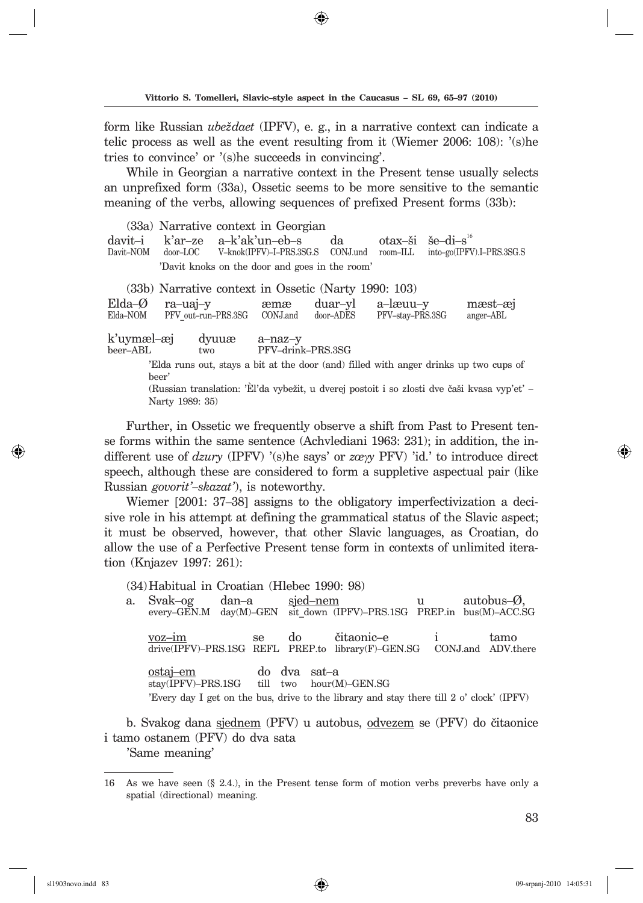form like Russian *ubeždaet* (IPFV), e. g., in a narrative context can indicate a telic process as well as the event resulting from it (Wiemer 2006: 108): '(s)he tries to convince' or '(s)he succeeds in convincing'.

While in Georgian a narrative context in the Present tense usually selects an unprefixed form (33a), Ossetic seems to be more sensitive to the semantic meaning of the verbs, allowing sequences of prefixed Present forms (33b):

(33a) Narrative context in Georgian

| davit–i | k'ar–ze | a–k'ak'un–eb–s | da | otax–ši | še–di–s[16] |
|---|---|---|---|---|---|
| Davit–NOM | door–LOC | V–knok(IPFV)–I–PRS.3SG.S | CONJ.und | room–ILL | into–go(IPFV).I–PRS.3SG.S |

'Davit knoks on the door and goes in the room'

(33b) Narrative context in Ossetic (Narty 1990: 103)

| Elda–Ø | ra–uaj–y | æmæ | duar–yl | a–læuu–y | mæst–æj |
|---|---|---|---|---|---|
| Elda–NOM | PFV_out–run–PRS.3SG | CONJ.and | door–ADES | PFV–stay–PRS.3SG | anger–ABL |

| k'uymæl–æj | dyuuæ | a–naz–y |
|---|---|---|
| beer–ABL | two | PFV–drink–PRS.3SG |

'Elda runs out, stays a bit at the door (and) filled with anger drinks up two cups of beer'

(Russian translation: 'Èl'da vybežit, u dverej postoit i so zlosti dve čaši kvasa vyp'et' – Narty 1989: 35)

Further, in Ossetic we frequently observe a shift from Past to Present tense forms within the same sentence (Achvlediani 1963: 231); in addition, the indifferent use of *dzury* (IPFV) '(s)he says' or *zœγy* PFV) 'id.' to introduce direct speech, although these are considered to form a suppletive aspectual pair (like Russian *govorit'–skazat'*), is noteworthy.

Wiemer [2001: 37–38] assigns to the obligatory imperfectivization a decisive role in his attempt at defining the grammatical status of the Slavic aspect; it must be observed, however, that other Slavic languages, as Croatian, do allow the use of a Perfective Present tense form in contexts of unlimited iteration (Knjazev 1997: 261):

(34) Habitual in Croatian (Hlebec 1990: 98)

a.

| Svak–og | dan–a | sjed–nem | u | autobus–Ø, |
|---|---|---|---|---|
| every–GEN.M | day(M)–GEN | sit_down (IPFV)–PRS.1SG | PREP.in | bus(M)–ACC.SG |

| voz–im | se | do | čitaonic–e | i | tamo |
|---|---|---|---|---|---|
| drive(IPFV)–PRS.1SG | REFL | PREP.to | library(F)–GEN.SG | CONJ.and | ADV.there |

| ostaj–em | do | dva | sat–a |
|---|---|---|---|
| stay(IPFV)–PRS.1SG | till | two | hour(M)–GEN.SG |

'Every day I get on the bus, drive to the library and stay there till 2 o' clock' (IPFV)

b. Svakog dana sjednem (PFV) u autobus, odvezem se (PFV) do čitaonice i tamo ostanem (PFV) do dva sata

'Same meaning'

---

16 As we have seen (§ 2.4.), in the Present tense form of motion verbs preverbs have only a spatial (directional) meaning.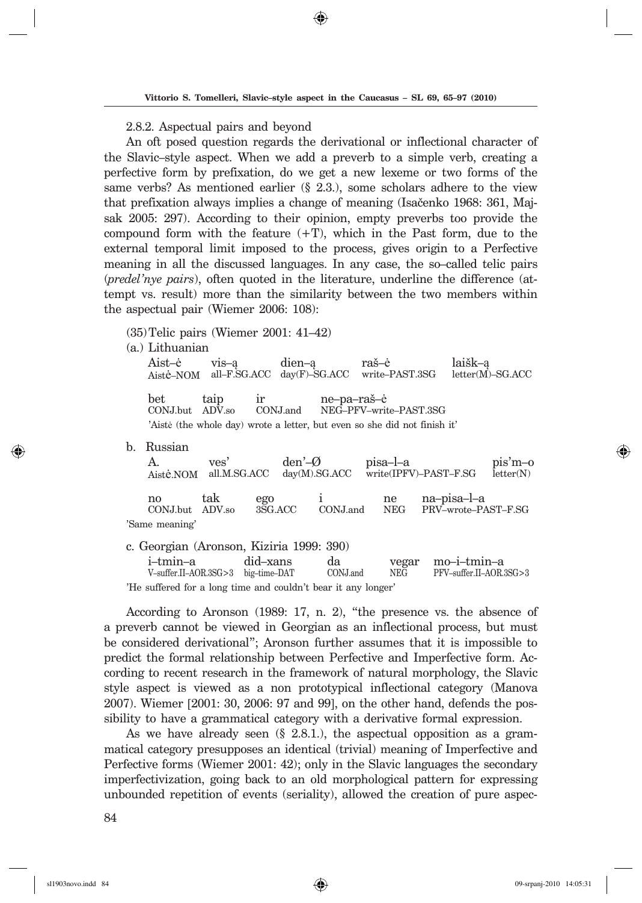2.8.2. Aspectual pairs and beyond

An oft posed question regards the derivational or inflectional character of the Slavic–style aspect. When we add a preverb to a simple verb, creating a perfective form by prefixation, do we get a new lexeme or two forms of the same verbs? As mentioned earlier (§ 2.3.), some scholars adhere to the view that prefixation always implies a change of meaning (Isačenko 1968: 361, Majsak 2005: 297). According to their opinion, empty preverbs too provide the compound form with the feature (+T), which in the Past form, due to the external temporal limit imposed to the process, gives origin to a Perfective meaning in all the discussed languages. In any case, the so–called telic pairs (*predel'nye pairs*), often quoted in the literature, underline the difference (attempt vs. result) more than the similarity between the two members within the aspectual pair (Wiemer 2006: 108):

(35) Telic pairs (Wiemer 2001: 41–42)

(a.) Lithuanian

| Aist–ė | vis–ą | dien–ą | raš–ė | laišk–ą |
|---|---|---|---|---|
| Aistė–NOM | all–F.SG.ACC | day(F)–SG.ACC | write–PAST.3SG | letter(M)–SG.ACC |

| bet | taip | ir | ne–pa–raš–ė |
|---|---|---|---|
| CONJ.but | ADV.so | CONJ.and | NEG–PFV–write–PAST.3SG |

'Aistė (the whole day) wrote a letter, but even so she did not finish it'

b. Russian

| A. | ves' | den'–Ø | pisa–l–a | pis'm–o |
|---|---|---|---|---|
| Aistė.NOM | all.M.SG.ACC | day(M).SG.ACC | write(IPFV)–PAST–F.SG | letter(N) |

| no | tak | ego | i | ne | na–pisa–l–a |
|---|---|---|---|---|---|
| CONJ.but | ADV.so | 3SG.ACC | CONJ.and | NEG | PRV–wrote–PAST–F.SG |

'Same meaning'

c. Georgian (Aronson, Kiziria 1999: 390)

| i–tmin–a | did–xans | da | vegar | mo–i–tmin–a |
|---|---|---|---|---|
| V–suffer.II–AOR.3SG>3 | big–time–DAT | CONJ.and | NEG | PFV–suffer.II–AOR.3SG>3 |

'He suffered for a long time and couldn't bear it any longer'

According to Aronson (1989: 17, n. 2), "the presence vs. the absence of a preverb cannot be viewed in Georgian as an inflectional process, but must be considered derivational"; Aronson further assumes that it is impossible to predict the formal relationship between Perfective and Imperfective form. According to recent research in the framework of natural morphology, the Slavic style aspect is viewed as a non prototypical inflectional category (Manova 2007). Wiemer [2001: 30, 2006: 97 and 99], on the other hand, defends the possibility to have a grammatical category with a derivative formal expression.

As we have already seen (§ 2.8.1.), the aspectual opposition as a grammatical category presupposes an identical (trivial) meaning of Imperfective and Perfective forms (Wiemer 2001: 42); only in the Slavic languages the secondary imperfectivization, going back to an old morphological pattern for expressing unbounded repetition of events (seriality), allowed the creation of pure aspec-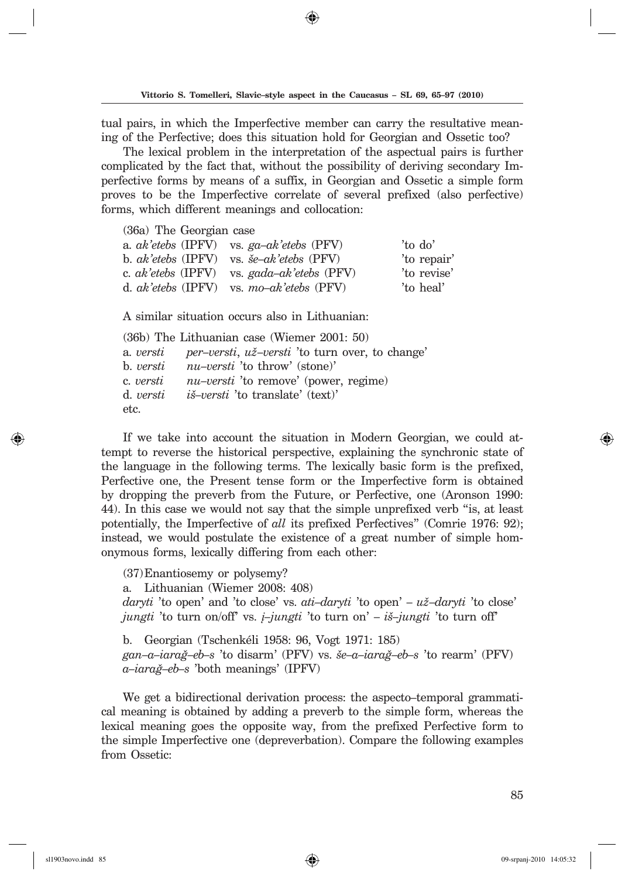tual pairs, in which the Imperfective member can carry the resultative meaning of the Perfective; does this situation hold for Georgian and Ossetic too?

The lexical problem in the interpretation of the aspectual pairs is further complicated by the fact that, without the possibility of deriving secondary Imperfective forms by means of a suffix, in Georgian and Ossetic a simple form proves to be the Imperfective correlate of several prefixed (also perfective) forms, which different meanings and collocation:

(36a) The Georgian case

| | | |
|---|---|---|
| a. *ak'etebs* (IPFV) | vs. *ga–ak'etebs* (PFV) | 'to do' |
| b. *ak'etebs* (IPFV) | vs. *še–ak'etebs* (PFV) | 'to repair' |
| c. *ak'etebs* (IPFV) | vs. *gada–ak'etebs* (PFV) | 'to revise' |
| d. *ak'etebs* (IPFV) | vs. *mo–ak'etebs* (PFV) | 'to heal' |

A similar situation occurs also in Lithuanian:

(36b) The Lithuanian case (Wiemer 2001: 50)

a. *versti* *per–versti*, *už–versti* 'to turn over, to change'
b. *versti* *nu–versti* 'to throw' (stone)'
c. *versti* *nu–versti* 'to remove' (power, regime)
d. *versti* *iš–versti* 'to translate' (text)'
etc.

If we take into account the situation in Modern Georgian, we could attempt to reverse the historical perspective, explaining the synchronic state of the language in the following terms. The lexically basic form is the prefixed, Perfective one, the Present tense form or the Imperfective form is obtained by dropping the preverb from the Future, or Perfective, one (Aronson 1990: 44). In this case we would not say that the simple unprefixed verb "is, at least potentially, the Imperfective of *all* its prefixed Perfectives" (Comrie 1976: 92); instead, we would postulate the existence of a great number of simple homonymous forms, lexically differing from each other:

(37) Enantiosemy or polysemy?

a. Lithuanian (Wiemer 2008: 408)
*daryti* 'to open' and 'to close' vs. *ati–daryti* 'to open' – *už–daryti* 'to close'
*jungti* 'to turn on/off' vs. *į–jungti* 'to turn on' – *iš–jungti* 'to turn off'

b. Georgian (Tschenkéli 1958: 96, Vogt 1971: 185)
*gan–a–iarağ–eb–s* 'to disarm' (PFV) vs. *še–a–iarağ–eb–s* 'to rearm' (PFV)
*a–iarağ–eb–s* 'both meanings' (IPFV)

We get a bidirectional derivation process: the aspecto–temporal grammatical meaning is obtained by adding a preverb to the simple form, whereas the lexical meaning goes the opposite way, from the prefixed Perfective form to the simple Imperfective one (depreverbation). Compare the following examples from Ossetic: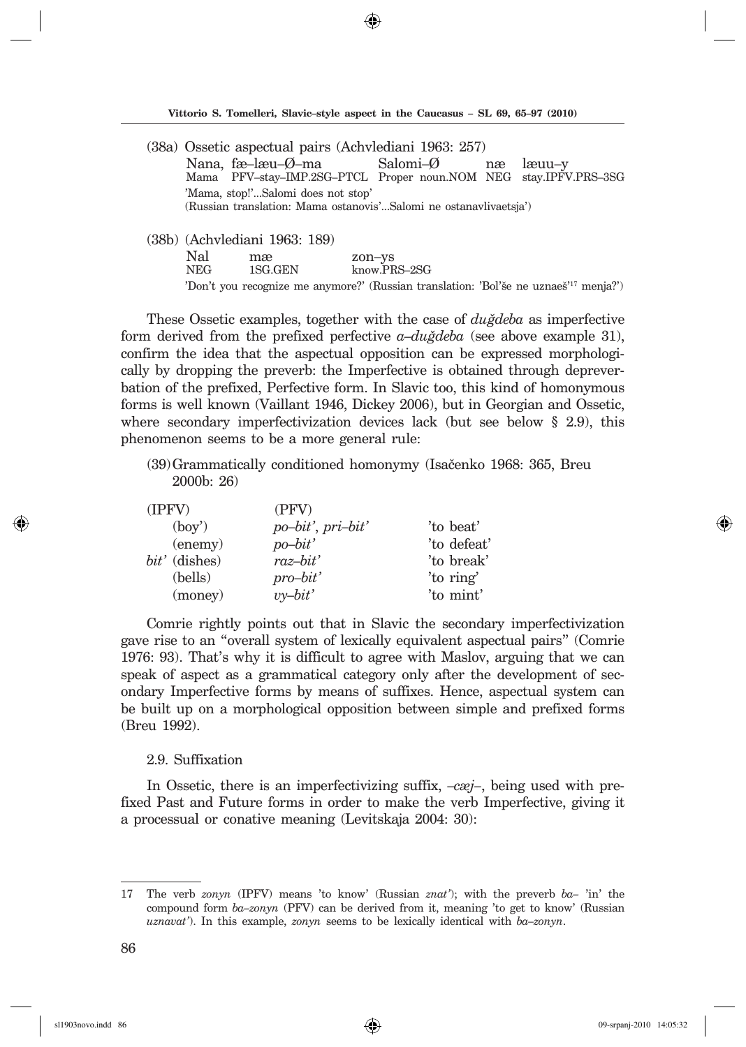(38a) Ossetic aspectual pairs (Achvlediani 1963: 257)

| Nana, | fæ–læu–Ø–ma | Salomi–Ø | næ | læuu–y |
|---|---|---|---|---|
| Mama | PFV–stay–IMP.2SG–PTCL | Proper noun.NOM | NEG | stay.IPFV.PRS–3SG |

'Mama, stop!'...Salomi does not stop'
(Russian translation: Mama ostanovis'...Salomi ne ostanavlivaetsja')

(38b) (Achvlediani 1963: 189)

| Nal | mæ | zon–ys |
|---|---|---|
| NEG | 1SG.GEN | know.PRS–2SG |

'Don't you recognize me anymore?' (Russian translation: 'Bol'še ne uznaeš'[17] menja?')

These Ossetic examples, together with the case of *duğdeba* as imperfective form derived from the prefixed perfective *a–duğdeba* (see above example 31), confirm the idea that the aspectual opposition can be expressed morphologically by dropping the preverb: the Imperfective is obtained through depreverbation of the prefixed, Perfective form. In Slavic too, this kind of homonymous forms is well known (Vaillant 1946, Dickey 2006), but in Georgian and Ossetic, where secondary imperfectivization devices lack (but see below § 2.9), this phenomenon seems to be a more general rule:

(39) Grammatically conditioned homonymy (Isačenko 1968: 365, Breu 2000b: 26)

| (IPFV) | (PFV) | |
|---|---|---|
| (boy') | *po–bit', pri–bit'* | 'to beat' |
| (enemy) | *po–bit'* | 'to defeat' |
| *bit'* (dishes) | *raz–bit'* | 'to break' |
| (bells) | *pro–bit'* | 'to ring' |
| (money) | *vy–bit'* | 'to mint' |

Comrie rightly points out that in Slavic the secondary imperfectivization gave rise to an "overall system of lexically equivalent aspectual pairs" (Comrie 1976: 93). That's why it is difficult to agree with Maslov, arguing that we can speak of aspect as a grammatical category only after the development of secondary Imperfective forms by means of suffixes. Hence, aspectual system can be built up on a morphological opposition between simple and prefixed forms (Breu 1992).

### 2.9. Suffixation

In Ossetic, there is an imperfectivizing suffix, *–cæj–*, being used with prefixed Past and Future forms in order to make the verb Imperfective, giving it a processual or conative meaning (Levitskaja 2004: 30):

---

17 The verb *zonyn* (IPFV) means 'to know' (Russian *znat'*); with the preverb *ba–* 'in' the compound form *ba–zonyn* (PFV) can be derived from it, meaning 'to get to know' (Russian *uznavat'*). In this example, *zonyn* seems to be lexically identical with *ba–zonyn*.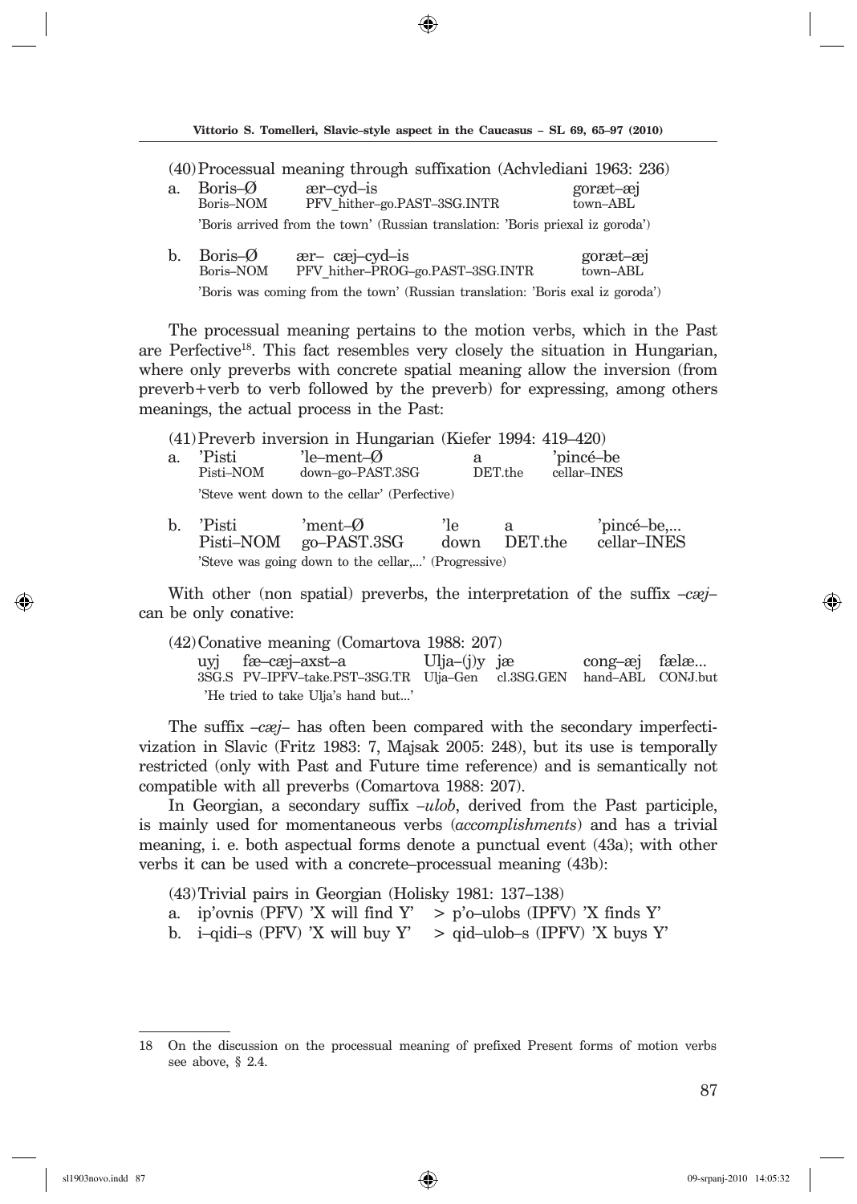(40) Processual meaning through suffixation (Achvlediani 1963: 236)

a. Boris–Ø ær–cyd–is goræt–æj
Boris–NOM PFV_hither–go.PAST–3SG.INTR town–ABL
'Boris arrived from the town' (Russian translation: 'Boris priexal iz goroda')

b. Boris–Ø ær– cæj–cyd–is goræt–æj
Boris–NOM PFV_hither–PROG–go.PAST–3SG.INTR town–ABL
'Boris was coming from the town' (Russian translation: 'Boris exal iz goroda')

The processual meaning pertains to the motion verbs, which in the Past are Perfective[18]. This fact resembles very closely the situation in Hungarian, where only preverbs with concrete spatial meaning allow the inversion (from preverb+verb to verb followed by the preverb) for expressing, among others meanings, the actual process in the Past:

(41) Preverb inversion in Hungarian (Kiefer 1994: 419–420)

a. 'Pisti 'le–ment–Ø a 'pincé–be
Pisti–NOM down–go–PAST.3SG DET.the cellar–INES
'Steve went down to the cellar' (Perfective)

b. 'Pisti 'ment–Ø 'le a 'pincé–be,...
Pisti–NOM go–PAST.3SG down DET.the cellar–INES
'Steve was going down to the cellar,...' (Progressive)

With other (non spatial) preverbs, the interpretation of the suffix *–cæj–* can be only conative:

(42) Conative meaning (Comartova 1988: 207)

uyj fæ–cæj–axst–a Ulja–(j)y jæ cong–æj fælæ...
3SG.S PV–IPFV–take.PST–3SG.TR Ulja–Gen cl.3SG.GEN hand–ABL CONJ.but
'He tried to take Ulja's hand but...'

The suffix *–cæj–* has often been compared with the secondary imperfectivization in Slavic (Fritz 1983: 7, Majsak 2005: 248), but its use is temporally restricted (only with Past and Future time reference) and is semantically not compatible with all preverbs (Comartova 1988: 207).

In Georgian, a secondary suffix *–ulob*, derived from the Past participle, is mainly used for momentaneous verbs (*accomplishments*) and has a trivial meaning, i. e. both aspectual forms denote a punctual event (43a); with other verbs it can be used with a concrete–processual meaning (43b):

(43) Trivial pairs in Georgian (Holisky 1981: 137–138)

a. ip'ovnis (PFV) 'X will find Y' > p'o–ulobs (IPFV) 'X finds Y'

b. i–qidi–s (PFV) 'X will buy Y' > qid–ulob–s (IPFV) 'X buys Y'

---

18 On the discussion on the processual meaning of prefixed Present forms of motion verbs see above, § 2.4.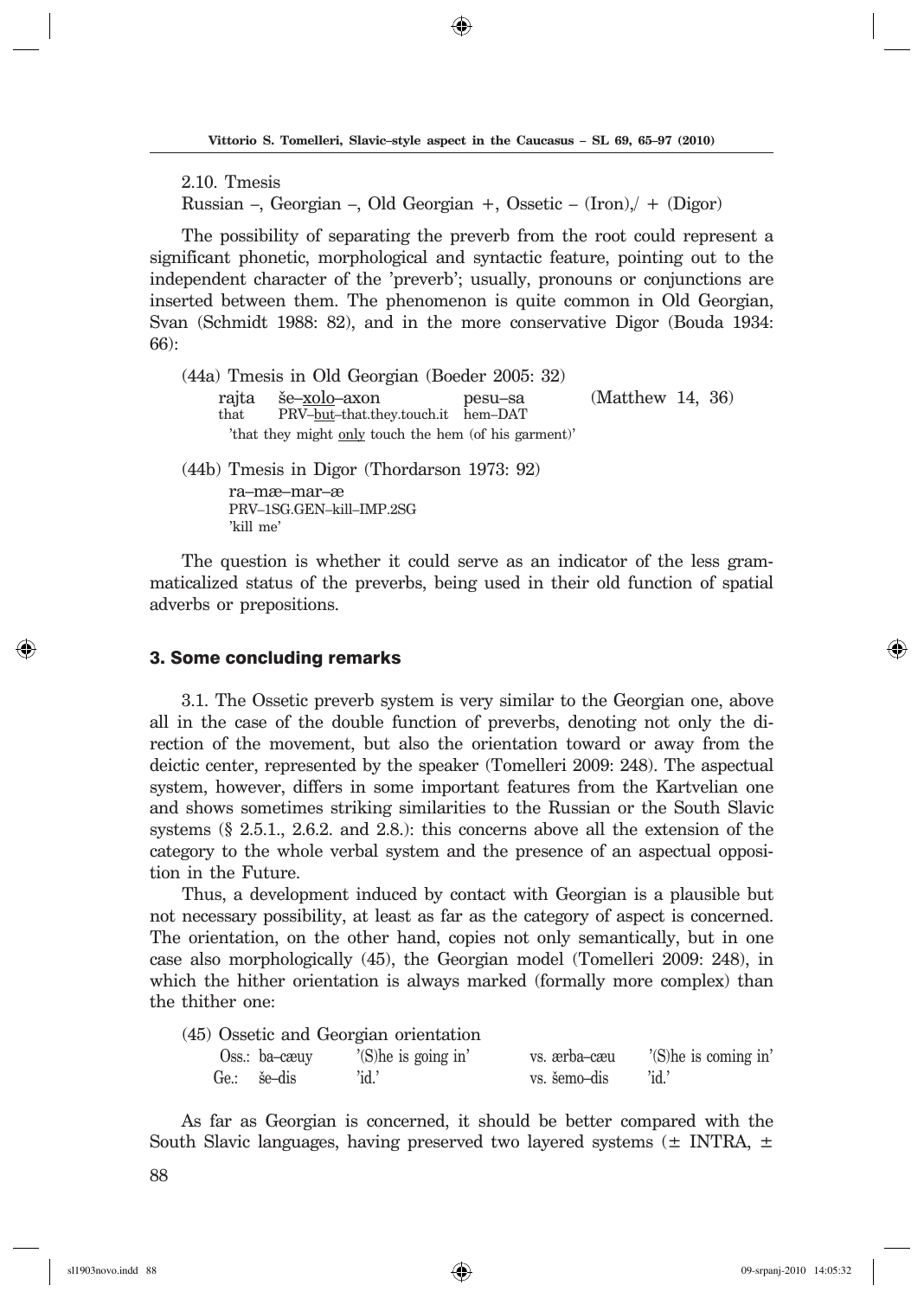2.10. Tmesis

Russian –, Georgian –, Old Georgian +, Ossetic – (Iron),/ + (Digor)

The possibility of separating the preverb from the root could represent a significant phonetic, morphological and syntactic feature, pointing out to the independent character of the 'preverb'; usually, pronouns or conjunctions are inserted between them. The phenomenon is quite common in Old Georgian, Svan (Schmidt 1988: 82), and in the more conservative Digor (Bouda 1934: 66):

(44a) Tmesis in Old Georgian (Boeder 2005: 32)

rajta še–xolo–axon pesu–sa (Matthew 14, 36)
that PRV–but–that.they.touch.it hem–DAT
'that they might only touch the hem (of his garment)'

(44b) Tmesis in Digor (Thordarson 1973: 92)

ra–mæ–mar–æ
PRV–1SG.GEN–kill–IMP.2SG
'kill me'

The question is whether it could serve as an indicator of the less grammaticalized status of the preverbs, being used in their old function of spatial adverbs or prepositions.

## 3. Some concluding remarks

3.1. The Ossetic preverb system is very similar to the Georgian one, above all in the case of the double function of preverbs, denoting not only the direction of the movement, but also the orientation toward or away from the deictic center, represented by the speaker (Tomelleri 2009: 248). The aspectual system, however, differs in some important features from the Kartvelian one and shows sometimes striking similarities to the Russian or the South Slavic systems (§ 2.5.1., 2.6.2. and 2.8.): this concerns above all the extension of the category to the whole verbal system and the presence of an aspectual opposition in the Future.

Thus, a development induced by contact with Georgian is a plausible but not necessary possibility, at least as far as the category of aspect is concerned. The orientation, on the other hand, copies not only semantically, but in one case also morphologically (45), the Georgian model (Tomelleri 2009: 248), in which the hither orientation is always marked (formally more complex) than the thither one:

(45) Ossetic and Georgian orientation

| | | | | |
|---|---|---|---|---|
| Oss.: | ba–cæuy | '(S)he is going in' | vs. ærba–cæu | '(S)he is coming in' |
| Ge.: | še–dis | 'id.' | vs. šemo–dis | 'id.' |

As far as Georgian is concerned, it should be better compared with the South Slavic languages, having preserved two layered systems (± INTRA, ±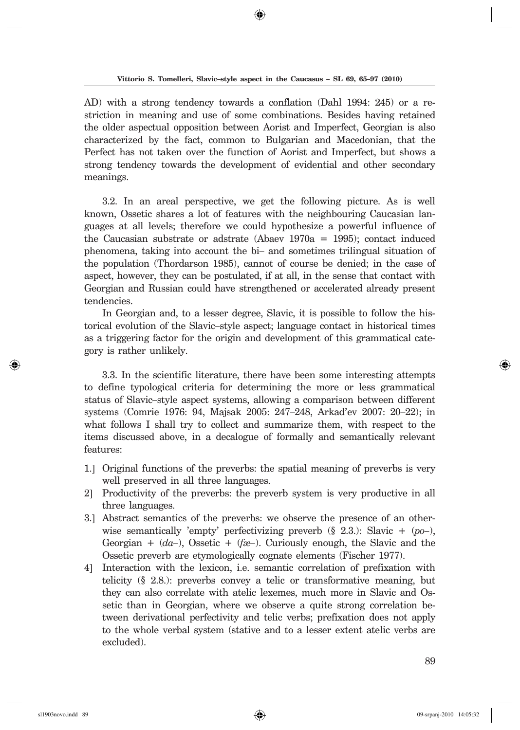AD) with a strong tendency towards a conflation (Dahl 1994: 245) or a restriction in meaning and use of some combinations. Besides having retained the older aspectual opposition between Aorist and Imperfect, Georgian is also characterized by the fact, common to Bulgarian and Macedonian, that the Perfect has not taken over the function of Aorist and Imperfect, but shows a strong tendency towards the development of evidential and other secondary meanings.

3.2. In an areal perspective, we get the following picture. As is well known, Ossetic shares a lot of features with the neighbouring Caucasian languages at all levels; therefore we could hypothesize a powerful influence of the Caucasian substrate or adstrate (Abaev 1970a = 1995); contact induced phenomena, taking into account the bi– and sometimes trilingual situation of the population (Thordarson 1985), cannot of course be denied; in the case of aspect, however, they can be postulated, if at all, in the sense that contact with Georgian and Russian could have strengthened or accelerated already present tendencies.

In Georgian and, to a lesser degree, Slavic, it is possible to follow the historical evolution of the Slavic–style aspect; language contact in historical times as a triggering factor for the origin and development of this grammatical category is rather unlikely.

3.3. In the scientific literature, there have been some interesting attempts to define typological criteria for determining the more or less grammatical status of Slavic–style aspect systems, allowing a comparison between different systems (Comrie 1976: 94, Majsak 2005: 247–248, Arkad'ev 2007: 20–22); in what follows I shall try to collect and summarize them, with respect to the items discussed above, in a decalogue of formally and semantically relevant features:

1.] Original functions of the preverbs: the spatial meaning of preverbs is very well preserved in all three languages.

2] Productivity of the preverbs: the preverb system is very productive in all three languages.

3.] Abstract semantics of the preverbs: we observe the presence of an otherwise semantically 'empty' perfectivizing preverb (§ 2.3.): Slavic + (*po*–), Georgian + (*da*–), Ossetic + (*fæ*–). Curiously enough, the Slavic and the Ossetic preverb are etymologically cognate elements (Fischer 1977).

4] Interaction with the lexicon, i.e. semantic correlation of prefixation with telicity (§ 2.8.): preverbs convey a telic or transformative meaning, but they can also correlate with atelic lexemes, much more in Slavic and Ossetic than in Georgian, where we observe a quite strong correlation between derivational perfectivity and telic verbs; prefixation does not apply to the whole verbal system (stative and to a lesser extent atelic verbs are excluded).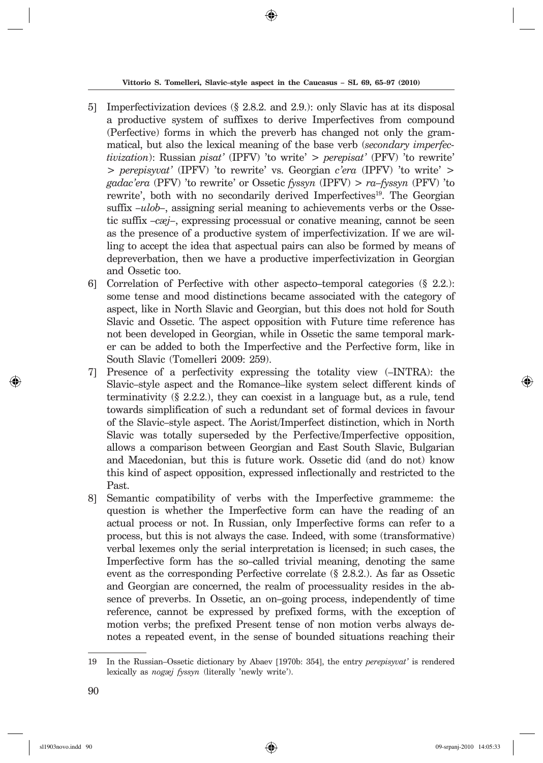5] Imperfectivization devices (§ 2.8.2. and 2.9.): only Slavic has at its disposal a productive system of suffixes to derive Imperfectives from compound (Perfective) forms in which the preverb has changed not only the grammatical, but also the lexical meaning of the base verb (*secondary imperfectivization*): Russian *pisat'* (IPFV) 'to write' > *perepisat'* (PFV) 'to rewrite' > *perepisyvat'* (IPFV) 'to rewrite' vs. Georgian *c'era* (IPFV) 'to write' > *gadac'era* (PFV) 'to rewrite' or Ossetic *fyssyn* (IPFV) > *ra–fyssyn* (PFV) 'to rewrite', both with no secondarily derived Imperfectives[19]. The Georgian suffix *–ulob–*, assigning serial meaning to achievements verbs or the Ossetic suffix *–cæj–*, expressing processual or conative meaning, cannot be seen as the presence of a productive system of imperfectivization. If we are willing to accept the idea that aspectual pairs can also be formed by means of depreverbation, then we have a productive imperfectivization in Georgian and Ossetic too.

6] Correlation of Perfective with other aspecto–temporal categories (§ 2.2.): some tense and mood distinctions became associated with the category of aspect, like in North Slavic and Georgian, but this does not hold for South Slavic and Ossetic. The aspect opposition with Future time reference has not been developed in Georgian, while in Ossetic the same temporal marker can be added to both the Imperfective and the Perfective form, like in South Slavic (Tomelleri 2009: 259).

7] Presence of a perfectivity expressing the totality view (–INTRA): the Slavic–style aspect and the Romance–like system select different kinds of terminativity (§ 2.2.2.), they can coexist in a language but, as a rule, tend towards simplification of such a redundant set of formal devices in favour of the Slavic–style aspect. The Aorist/Imperfect distinction, which in North Slavic was totally superseded by the Perfective/Imperfective opposition, allows a comparison between Georgian and East South Slavic, Bulgarian and Macedonian, but this is future work. Ossetic did (and do not) know this kind of aspect opposition, expressed inflectionally and restricted to the Past.

8] Semantic compatibility of verbs with the Imperfective grammeme: the question is whether the Imperfective form can have the reading of an actual process or not. In Russian, only Imperfective forms can refer to a process, but this is not always the case. Indeed, with some (transformative) verbal lexemes only the serial interpretation is licensed; in such cases, the Imperfective form has the so–called trivial meaning, denoting the same event as the corresponding Perfective correlate (§ 2.8.2.). As far as Ossetic and Georgian are concerned, the realm of processuality resides in the absence of preverbs. In Ossetic, an on–going process, independently of time reference, cannot be expressed by prefixed forms, with the exception of motion verbs; the prefixed Present tense of non motion verbs always denotes a repeated event, in the sense of bounded situations reaching their

---

19 In the Russian–Ossetic dictionary by Abaev [1970b: 354], the entry *perepisyvat'* is rendered lexically as *nogæj fyssyn* (literally 'newly write').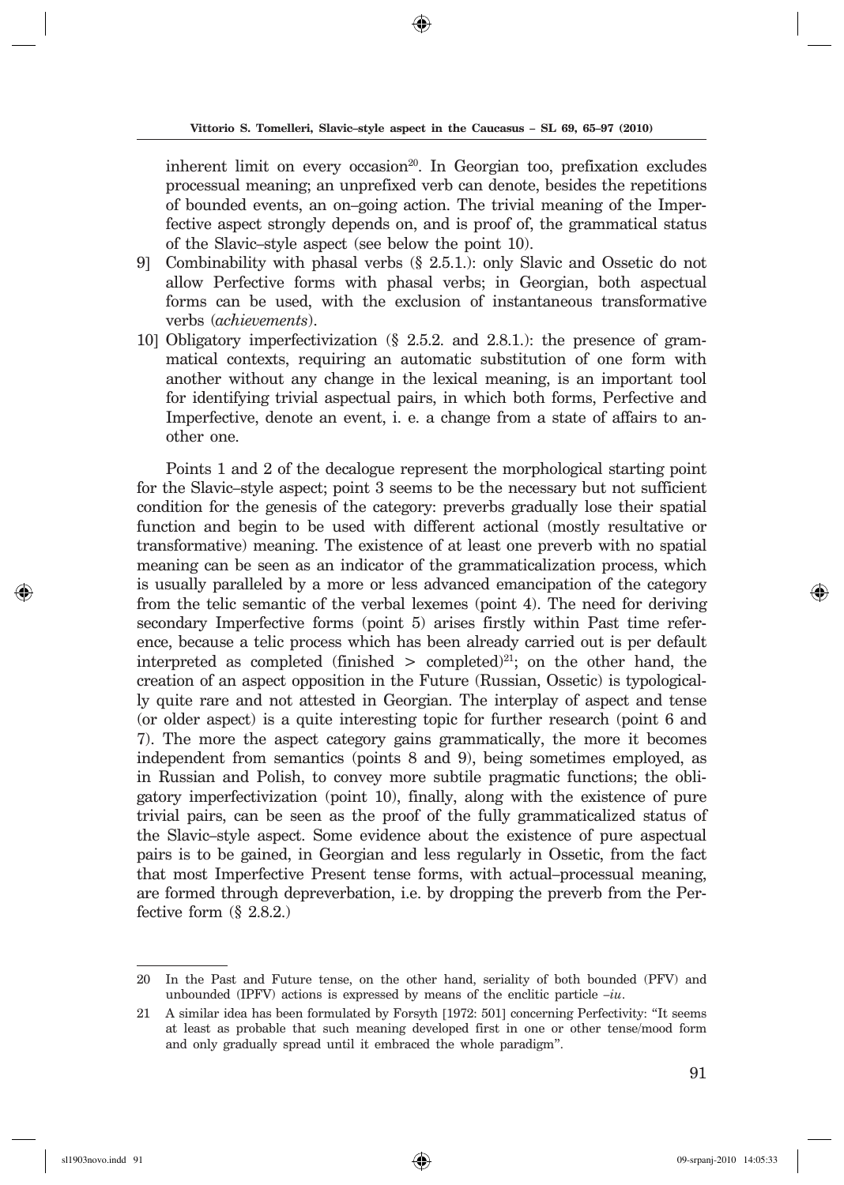inherent limit on every occasion[20]. In Georgian too, prefixation excludes processual meaning; an unprefixed verb can denote, besides the repetitions of bounded events, an on–going action. The trivial meaning of the Imperfective aspect strongly depends on, and is proof of, the grammatical status of the Slavic–style aspect (see below the point 10).

9] Combinability with phasal verbs (§ 2.5.1.): only Slavic and Ossetic do not allow Perfective forms with phasal verbs; in Georgian, both aspectual forms can be used, with the exclusion of instantaneous transformative verbs (*achievements*).

10] Obligatory imperfectivization (§ 2.5.2. and 2.8.1.): the presence of grammatical contexts, requiring an automatic substitution of one form with another without any change in the lexical meaning, is an important tool for identifying trivial aspectual pairs, in which both forms, Perfective and Imperfective, denote an event, i. e. a change from a state of affairs to another one.

Points 1 and 2 of the decalogue represent the morphological starting point for the Slavic–style aspect; point 3 seems to be the necessary but not sufficient condition for the genesis of the category: preverbs gradually lose their spatial function and begin to be used with different actional (mostly resultative or transformative) meaning. The existence of at least one preverb with no spatial meaning can be seen as an indicator of the grammaticalization process, which is usually paralleled by a more or less advanced emancipation of the category from the telic semantic of the verbal lexemes (point 4). The need for deriving secondary Imperfective forms (point 5) arises firstly within Past time reference, because a telic process which has been already carried out is per default interpreted as completed (finished > completed)[21]; on the other hand, the creation of an aspect opposition in the Future (Russian, Ossetic) is typologically quite rare and not attested in Georgian. The interplay of aspect and tense (or older aspect) is a quite interesting topic for further research (point 6 and 7). The more the aspect category gains grammatically, the more it becomes independent from semantics (points 8 and 9), being sometimes employed, as in Russian and Polish, to convey more subtile pragmatic functions; the obligatory imperfectivization (point 10), finally, along with the existence of pure trivial pairs, can be seen as the proof of the fully grammaticalized status of the Slavic–style aspect. Some evidence about the existence of pure aspectual pairs is to be gained, in Georgian and less regularly in Ossetic, from the fact that most Imperfective Present tense forms, with actual–processual meaning, are formed through depreverbation, i.e. by dropping the preverb from the Perfective form (§ 2.8.2.)

---

20 In the Past and Future tense, on the other hand, seriality of both bounded (PFV) and unbounded (IPFV) actions is expressed by means of the enclitic particle *–iu*.

21 A similar idea has been formulated by Forsyth [1972: 501] concerning Perfectivity: "It seems at least as probable that such meaning developed first in one or other tense/mood form and only gradually spread until it embraced the whole paradigm".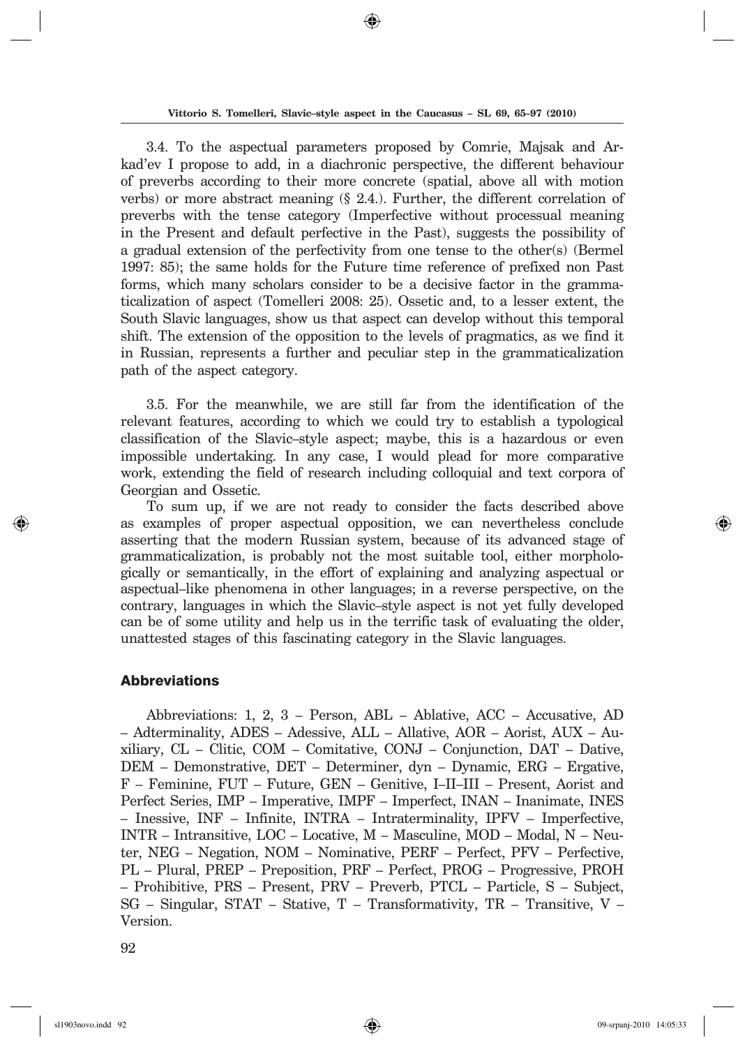3.4. To the aspectual parameters proposed by Comrie, Majsak and Arkad'ev I propose to add, in a diachronic perspective, the different behaviour of preverbs according to their more concrete (spatial, above all with motion verbs) or more abstract meaning (§ 2.4.). Further, the different correlation of preverbs with the tense category (Imperfective without processual meaning in the Present and default perfective in the Past), suggests the possibility of a gradual extension of the perfectivity from one tense to the other(s) (Bermel 1997: 85); the same holds for the Future time reference of prefixed non Past forms, which many scholars consider to be a decisive factor in the grammaticalization of aspect (Tomelleri 2008: 25). Ossetic and, to a lesser extent, the South Slavic languages, show us that aspect can develop without this temporal shift. The extension of the opposition to the levels of pragmatics, as we find it in Russian, represents a further and peculiar step in the grammaticalization path of the aspect category.

3.5. For the meanwhile, we are still far from the identification of the relevant features, according to which we could try to establish a typological classification of the Slavic–style aspect; maybe, this is a hazardous or even impossible undertaking. In any case, I would plead for more comparative work, extending the field of research including colloquial and text corpora of Georgian and Ossetic.

To sum up, if we are not ready to consider the facts described above as examples of proper aspectual opposition, we can nevertheless conclude asserting that the modern Russian system, because of its advanced stage of grammaticalization, is probably not the most suitable tool, either morphologically or semantically, in the effort of explaining and analyzing aspectual or aspectual–like phenomena in other languages; in a reverse perspective, on the contrary, languages in which the Slavic–style aspect is not yet fully developed can be of some utility and help us in the terrific task of evaluating the older, unattested stages of this fascinating category in the Slavic languages.

## Abbreviations

Abbreviations: 1, 2, 3 – Person, ABL – Ablative, ACC – Accusative, AD – Adterminality, ADES – Adessive, ALL – Allative, AOR – Aorist, AUX – Auxiliary, CL – Clitic, COM – Comitative, CONJ – Conjunction, DAT – Dative, DEM – Demonstrative, DET – Determiner, dyn – Dynamic, ERG – Ergative, F – Feminine, FUT – Future, GEN – Genitive, I–II–III – Present, Aorist and Perfect Series, IMP – Imperative, IMPF – Imperfect, INAN – Inanimate, INES – Inessive, INF – Infinite, INTRA – Intraterminality, IPFV – Imperfective, INTR – Intransitive, LOC – Locative, M – Masculine, MOD – Modal, N – Neuter, NEG – Negation, NOM – Nominative, PERF – Perfect, PFV – Perfective, PL – Plural, PREP – Preposition, PRF – Perfect, PROG – Progressive, PROH – Prohibitive, PRS – Present, PRV – Preverb, PTCL – Particle, S – Subject, SG – Singular, STAT – Stative, T – Transformativity, TR – Transitive, V – Version.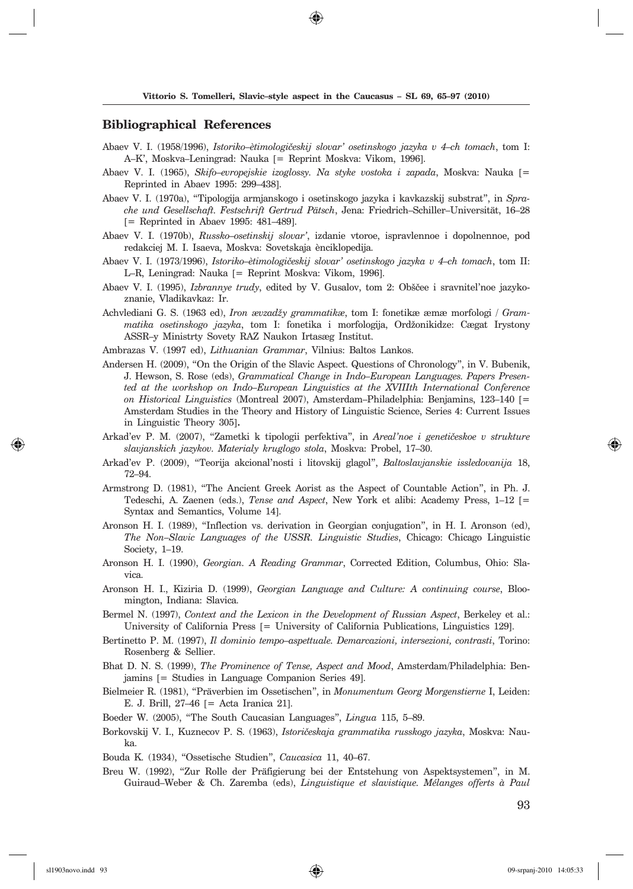## Bibliographical References

Abaev V. I. (1958/1996), *Istoriko–ètimologičeskij slovar' osetinskogo jazyka v 4–ch tomach*, tom I: A–K', Moskva–Leningrad: Nauka [= Reprint Moskva: Vikom, 1996].

Abaev V. I. (1965), *Skifo–evropejskie izoglossy. Na styke vostoka i zapada*, Moskva: Nauka [= Reprinted in Abaev 1995: 299–438].

Abaev V. I. (1970a), "Tipologija armjanskogo i osetinskogo jazyka i kavkazskij substrat", in *Sprache und Gesellschaft. Festschrift Gertrud Pätsch*, Jena: Friedrich–Schiller–Universität, 16–28 [= Reprinted in Abaev 1995: 481–489].

Abaev V. I. (1970b), *Russko–osetinskij slovar'*, izdanie vtoroe, ispravlennoe i dopolnennoe, pod redakciej M. I. Isaeva, Moskva: Sovetskaja ènciklopedija.

Abaev V. I. (1973/1996), *Istoriko–ètimologičeskij slovar' osetinskogo jazyka v 4–ch tomach*, tom II: L–R, Leningrad: Nauka [= Reprint Moskva: Vikom, 1996].

Abaev V. I. (1995), *Izbrannye trudy*, edited by V. Gusalov, tom 2: Obščee i sravnitel'noe jazykoznanie, Vladikavkaz: Ir.

Achvlediani G. S. (1963 ed), *Iron ævzadžy grammatikæ*, tom I: fonetikæ æmæ morfologi / *Grammatika osetinskogo jazyka*, tom I: fonetika i morfologija, Ordžonikidze: Cægat Irystony ASSR–y Ministrty Sovety RAZ Naukon Irtasæg Institut.

Ambrazas V. (1997 ed), *Lithuanian Grammar*, Vilnius: Baltos Lankos.

Andersen H. (2009), "On the Origin of the Slavic Aspect. Questions of Chronology", in V. Bubenik, J. Hewson, S. Rose (eds), *Grammatical Change in Indo–European Languages. Papers Presented at the workshop on Indo–European Linguistics at the XVIIIth International Conference on Historical Linguistics* (Montreal 2007), Amsterdam–Philadelphia: Benjamins, 123–140 [= Amsterdam Studies in the Theory and History of Linguistic Science, Series 4: Current Issues in Linguistic Theory 305].

Arkad'ev P. M. (2007), "Zametki k tipologii perfektiva", in *Areal'noe i genetičeskoe v strukture slavjanskich jazykov. Materialy kruglogo stola*, Moskva: Probel, 17–30.

Arkad'ev P. (2009), "Teorija akcional'nosti i litovskij glagol", *Baltoslavjanskie issledovanija* 18, 72–94.

Armstrong D. (1981), "The Ancient Greek Aorist as the Aspect of Countable Action", in Ph. J. Tedeschi, A. Zaenen (eds.), *Tense and Aspect*, New York et alibi: Academy Press, 1–12 [= Syntax and Semantics, Volume 14].

Aronson H. I. (1989), "Inflection vs. derivation in Georgian conjugation", in H. I. Aronson (ed), *The Non–Slavic Languages of the USSR. Linguistic Studies*, Chicago: Chicago Linguistic Society, 1–19.

Aronson H. I. (1990), *Georgian. A Reading Grammar*, Corrected Edition, Columbus, Ohio: Slavica.

Aronson H. I., Kiziria D. (1999), *Georgian Language and Culture: A continuing course*, Bloomington, Indiana: Slavica.

Bermel N. (1997), *Context and the Lexicon in the Development of Russian Aspect*, Berkeley et al.: University of California Press [= University of California Publications, Linguistics 129].

Bertinetto P. M. (1997), *Il dominio tempo–aspettuale. Demarcazioni, intersezioni, contrasti*, Torino: Rosenberg & Sellier.

Bhat D. N. S. (1999), *The Prominence of Tense, Aspect and Mood*, Amsterdam/Philadelphia: Benjamins [= Studies in Language Companion Series 49].

Bielmeier R. (1981), "Präverbien im Ossetischen", in *Monumentum Georg Morgenstierne* I, Leiden: E. J. Brill, 27–46 [= Acta Iranica 21].

Boeder W. (2005), "The South Caucasian Languages", *Lingua* 115, 5–89.

Borkovskij V. I., Kuznecov P. S. (1963), *Istoričeskaja grammatika russkogo jazyka*, Moskva: Nauka.

Bouda K. (1934), "Ossetische Studien", *Caucasica* 11, 40–67.

Breu W. (1992), "Zur Rolle der Präfigierung bei der Entstehung von Aspektsystemen", in M. Guiraud–Weber & Ch. Zaremba (eds), *Linguistique et slavistique. Mélanges offerts à Paul*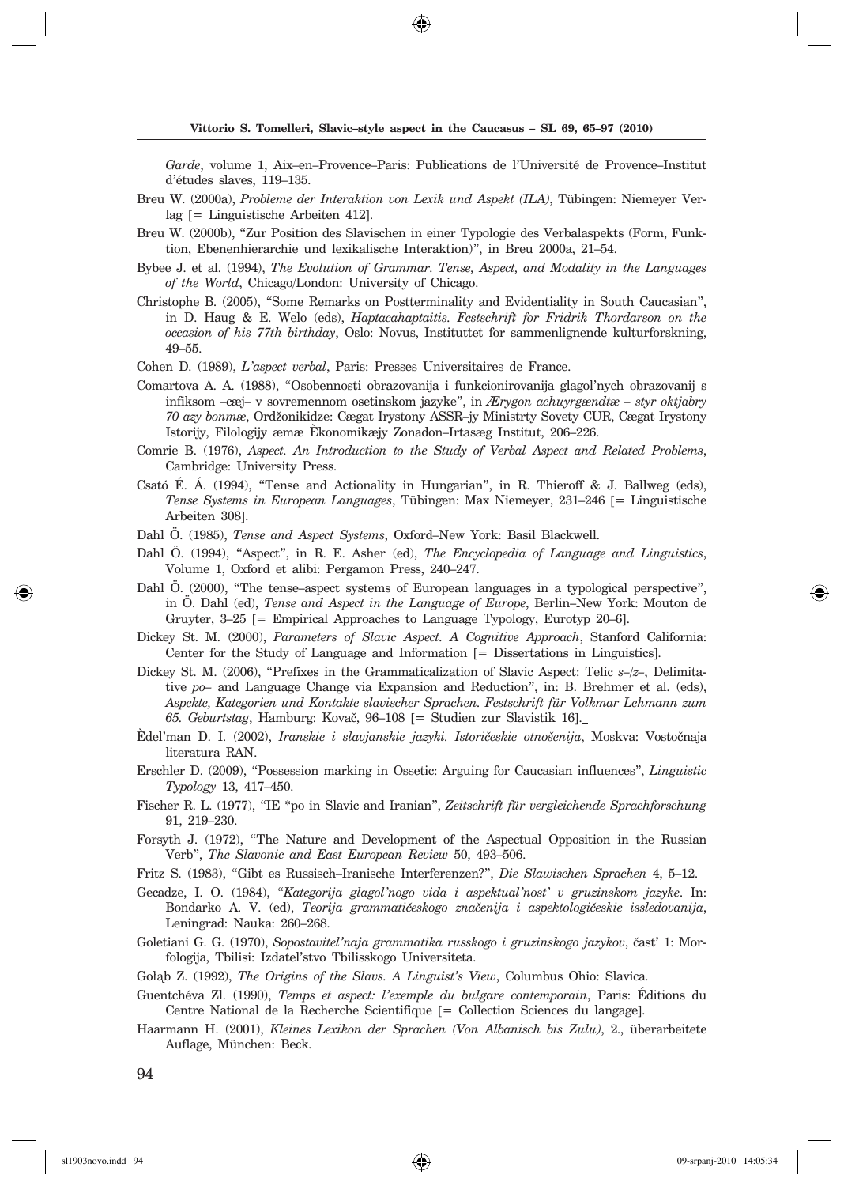*Garde*, volume 1, Aix–en–Provence–Paris: Publications de l'Université de Provence–Institut d'études slaves, 119–135.

Breu W. (2000a), *Probleme der Interaktion von Lexik und Aspekt (ILA)*, Tübingen: Niemeyer Verlag [= Linguistische Arbeiten 412].

Breu W. (2000b), "Zur Position des Slavischen in einer Typologie des Verbalaspekts (Form, Funktion, Ebenenhierarchie und lexikalische Interaktion)", in Breu 2000a, 21–54.

Bybee J. et al. (1994), *The Evolution of Grammar. Tense, Aspect, and Modality in the Languages of the World*, Chicago/London: University of Chicago.

Christophe B. (2005), "Some Remarks on Postterminality and Evidentiality in South Caucasian", in D. Haug & E. Welo (eds), *Haptacahaptaitis. Festschrift for Fridrik Thordarson on the occasion of his 77th birthday*, Oslo: Novus, Instituttet for sammenlignende kulturforskning, 49–55.

Cohen D. (1989), *L'aspect verbal*, Paris: Presses Universitaires de France.

Comartova A. A. (1988), "Osobennosti obrazovanija i funkcionirovanija glagol'nych obrazovanij s infiksom –cæj– v sovremennom osetinskom jazyke", in *Ærygon achuyrgændtæ – styr oktjabry 70 azy bonmæ*, Ordžonikidze: Cægat Irystony ASSR–jy Ministrty Sovety CUR, Cægat Irystony Istorijy, Filologijy æmæ Èkonomikæjy Zonadon–Irtasæg Institut, 206–226.

Comrie B. (1976), *Aspect. An Introduction to the Study of Verbal Aspect and Related Problems*, Cambridge: University Press.

Csató É. Á. (1994), "Tense and Actionality in Hungarian", in R. Thieroff & J. Ballweg (eds), *Tense Systems in European Languages*, Tübingen: Max Niemeyer, 231–246 [= Linguistische Arbeiten 308].

Dahl Ö. (1985), *Tense and Aspect Systems*, Oxford–New York: Basil Blackwell.

Dahl Ö. (1994), "Aspect", in R. E. Asher (ed), *The Encyclopedia of Language and Linguistics*, Volume 1, Oxford et alibi: Pergamon Press, 240–247.

Dahl Ö. (2000), "The tense–aspect systems of European languages in a typological perspective", in Ö. Dahl (ed), *Tense and Aspect in the Language of Europe*, Berlin–New York: Mouton de Gruyter, 3–25 [= Empirical Approaches to Language Typology, Eurotyp 20–6].

Dickey St. M. (2000), *Parameters of Slavic Aspect. A Cognitive Approach*, Stanford California: Center for the Study of Language and Information [= Dissertations in Linguistics].

Dickey St. M. (2006), "Prefixes in the Grammaticalization of Slavic Aspect: Telic *s–/z–*, Delimitative *po–* and Language Change via Expansion and Reduction", in: B. Brehmer et al. (eds), *Aspekte, Kategorien und Kontakte slavischer Sprachen. Festschrift für Volkmar Lehmann zum 65. Geburtstag*, Hamburg: Kovač, 96–108 [= Studien zur Slavistik 16].

Èdel'man D. I. (2002), *Iranskie i slavjanskie jazyki. Istoričeskie otnošenija*, Moskva: Vostočnaja literatura RAN.

Erschler D. (2009), "Possession marking in Ossetic: Arguing for Caucasian influences", *Linguistic Typology* 13, 417–450.

Fischer R. L. (1977), "IE \*po in Slavic and Iranian", *Zeitschrift für vergleichende Sprachforschung* 91, 219–230.

Forsyth J. (1972), "The Nature and Development of the Aspectual Opposition in the Russian Verb", *The Slavonic and East European Review* 50, 493–506.

Fritz S. (1983), "Gibt es Russisch–Iranische Interferenzen?", *Die Slawischen Sprachen* 4, 5–12.

Gecadze, I. O. (1984), "*Kategorija glagol'nogo vida i aspektual'nost' v gruzinskom jazyke*. In: Bondarko A. V. (ed), *Teorija grammatičeskogo značenija i aspektologičeskie issledovanija*, Leningrad: Nauka: 260–268.

Goletiani G. G. (1970), *Sopostavitel'naja grammatika russkogo i gruzinskogo jazykov*, čast' 1: Morfologija, Tbilisi: Izdatel'stvo Tbilisskogo Universiteta.

Gołąb Z. (1992), *The Origins of the Slavs. A Linguist's View*, Columbus Ohio: Slavica.

Guentchéva Zl. (1990), *Temps et aspect: l'exemple du bulgare contemporain*, Paris: Éditions du Centre National de la Recherche Scientifique [= Collection Sciences du langage].

Haarmann H. (2001), *Kleines Lexikon der Sprachen (Von Albanisch bis Zulu)*, 2., überarbeitete Auflage, München: Beck.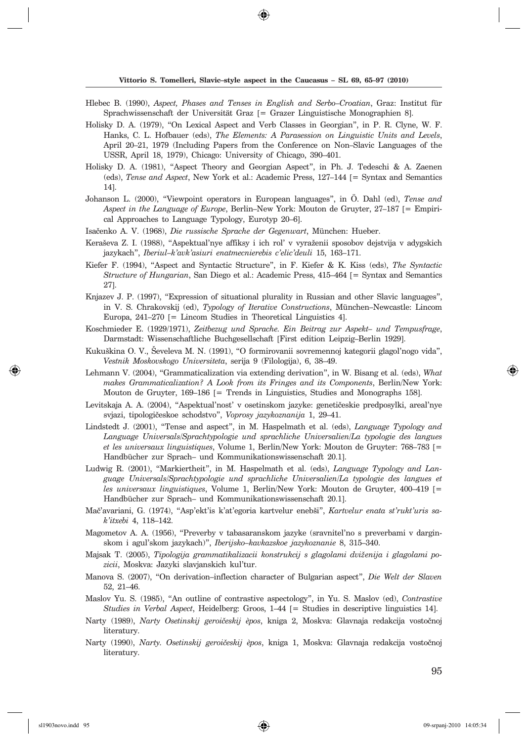Hlebec B. (1990), *Aspect, Phases and Tenses in English and Serbo–Croatian*, Graz: Institut für Sprachwissenschaft der Universität Graz [= Grazer Linguistische Monographien 8].

Holisky D. A. (1979), "On Lexical Aspect and Verb Classes in Georgian", in P. R. Clyne, W. F. Hanks, C. L. Hofbauer (eds), *The Elements: A Parasession on Linguistic Units and Levels*, April 20–21, 1979 (Including Papers from the Conference on Non–Slavic Languages of the USSR, April 18, 1979), Chicago: University of Chicago, 390–401.

Holisky D. A. (1981), "Aspect Theory and Georgian Aspect", in Ph. J. Tedeschi & A. Zaenen (eds), *Tense and Aspect*, New York et al.: Academic Press, 127–144 [= Syntax and Semantics 14].

Johanson L. (2000), "Viewpoint operators in European languages", in Ö. Dahl (ed), *Tense and Aspect in the Language of Europe*, Berlin–New York: Mouton de Gruyter, 27–187 [= Empirical Approaches to Language Typology, Eurotyp 20–6].

Isačenko A. V. (1968), *Die russische Sprache der Gegenwart*, München: Hueber.

Keraševa Z. I. (1988), "Aspektual'nye affiksy i ich rol' v vyraženii sposobov dejstvija v adygskich jazykach", *Iberiul–k'avk'asiuri enatmecnierebis c'elic'deuli* 15, 163–171.

Kiefer F. (1994), "Aspect and Syntactic Structure", in F. Kiefer & K. Kiss (eds), *The Syntactic Structure of Hungarian*, San Diego et al.: Academic Press, 415–464 [= Syntax and Semantics 27].

Knjazev J. P. (1997), "Expression of situational plurality in Russian and other Slavic languages", in V. S. Chrakovskij (ed), *Typology of Iterative Constructions*, München–Newcastle: Lincom Europa, 241–270 [= Lincom Studies in Theoretical Linguistics 4].

Koschmieder E. (1929/1971), *Zeitbezug und Sprache. Ein Beitrag zur Aspekt– und Tempusfrage*, Darmstadt: Wissenschaftliche Buchgesellschaft [First edition Leipzig–Berlin 1929].

Kukuškina O. V., Ševeleva M. N. (1991), "O formirovanii sovremennoj kategorii glagol'nogo vida", *Vestnik Moskovskogo Universiteta*, serija 9 (Filologija), 6, 38–49.

Lehmann V. (2004), "Grammaticalization via extending derivation", in W. Bisang et al. (eds), *What makes Grammaticalization? A Look from its Fringes and its Components*, Berlin/New York: Mouton de Gruyter, 169–186 [= Trends in Linguistics, Studies and Monographs 158].

Levitskaja A. A. (2004), "Aspektual'nost' v osetinskom jazyke: genetičeskie predposylki, areal'nye svjazi, tipologičeskoe schodstvo", *Voprosy jazykoznanija* 1, 29–41.

Lindstedt J. (2001), "Tense and aspect", in M. Haspelmath et al. (eds), *Language Typology and Language Universals/Sprachtypologie und sprachliche Universalien/La typologie des langues et les universaux linguistiques*, Volume 1, Berlin/New York: Mouton de Gruyter: 768–783 [= Handbücher zur Sprach– und Kommunikationswissenschaft 20.1].

Ludwig R. (2001), "Markiertheit", in M. Haspelmath et al. (eds), *Language Typology and Language Universals/Sprachtypologie und sprachliche Universalien/La typologie des langues et les universaux linguistiques*, Volume 1, Berlin/New York: Mouton de Gruyter, 400–419 [= Handbücher zur Sprach– und Kommunikationswissenschaft 20.1].

Mač'avariani, G. (1974), "Asp'ekt'is k'at'egoria kartvelur enebši", *Kartvelur enata st'rukt'uris sak'itxebi* 4, 118–142.

Magometov A. A. (1956), "Preverby v tabasaranskom jazyke (sravnitel'no s preverbami v darginskom i agul'skom jazykach)", *Iberijsko–kavkazskoe jazykoznanie* 8, 315–340.

Majsak T. (2005), *Tipologija grammatikalizacii konstrukcij s glagolami dviženija i glagolami pozicii*, Moskva: Jazyki slavjanskich kul'tur.

Manova S. (2007), "On derivation–inflection character of Bulgarian aspect", *Die Welt der Slaven* 52, 21–46.

Maslov Yu. S. (1985), "An outline of contrastive aspectology", in Yu. S. Maslov (ed), *Contrastive Studies in Verbal Aspect*, Heidelberg: Groos, 1–44 [= Studies in descriptive linguistics 14].

Narty (1989), *Narty Osetinskij geroičeskij èpos*, kniga 2, Moskva: Glavnaja redakcija vostočnoj literatury.

Narty (1990), *Narty. Osetinskij geroičeskij èpos*, kniga 1, Moskva: Glavnaja redakcija vostočnoj literatury.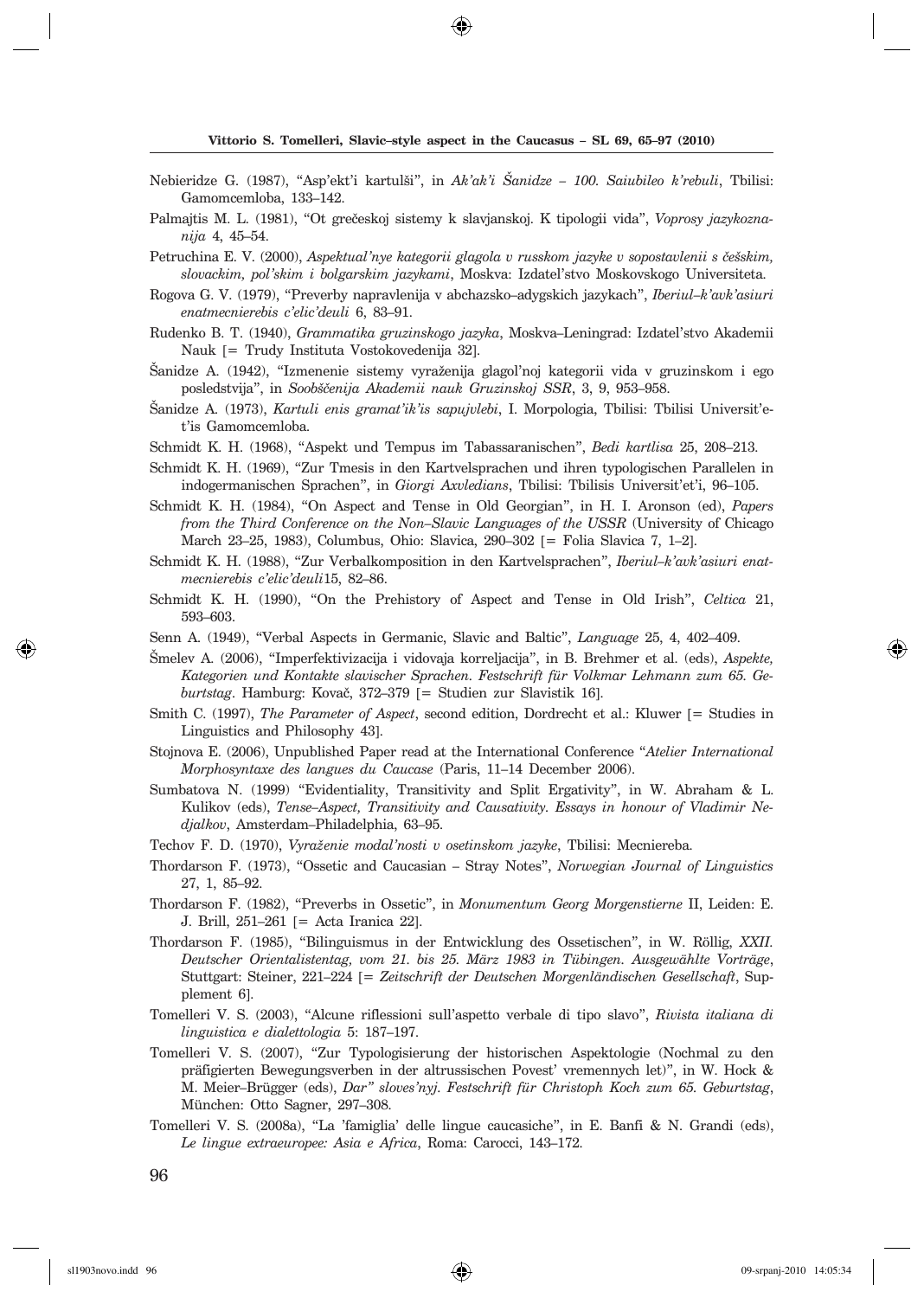Nebieridze G. (1987), "Asp'ekt'i kartulši", in *Ak'ak'i Šanidze – 100. Saiubileo k'rebuli*, Tbilisi: Gamomcemloba, 133–142.

Palmajtis M. L. (1981), "Ot grečeskoj sistemy k slavjanskoj. K tipologii vida", *Voprosy jazykoznanija* 4, 45–54.

Petruchina E. V. (2000), *Aspektual'nye kategorii glagola v russkom jazyke v sopostavlenii s češskim, slovackim, pol'skim i bolgarskim jazykami*, Moskva: Izdatel'stvo Moskovskogo Universiteta.

Rogova G. V. (1979), "Preverby napravlenija v abchazsko–adygskich jazykach", *Iberiul–k'avk'asiuri enatmecnierebis c'elic'deuli* 6, 83–91.

Rudenko B. T. (1940), *Grammatika gruzinskogo jazyka*, Moskva–Leningrad: Izdatel'stvo Akademii Nauk [= Trudy Instituta Vostokovedenija 32].

Šanidze A. (1942), "Izmenenie sistemy vyraženija glagol'noj kategorii vida v gruzinskom i ego posledstvija", in *Soobščenija Akademii nauk Gruzinskoj SSR*, 3, 9, 953–958.

Šanidze A. (1973), *Kartuli enis gramat'ik'is sapujvlebi*, I. Morpologia, Tbilisi: Tbilisi Universit'et'is Gamomcemloba.

Schmidt K. H. (1968), "Aspekt und Tempus im Tabassaranischen", *Bedi kartlisa* 25, 208–213.

Schmidt K. H. (1969), "Zur Tmesis in den Kartvelsprachen und ihren typologischen Parallelen in indogermanischen Sprachen", in *Giorgi Axvledians*, Tbilisi: Tbilisis Universit'et'i, 96–105.

Schmidt K. H. (1984), "On Aspect and Tense in Old Georgian", in H. I. Aronson (ed), *Papers from the Third Conference on the Non–Slavic Languages of the USSR* (University of Chicago March 23–25, 1983), Columbus, Ohio: Slavica, 290–302 [= Folia Slavica 7, 1–2].

Schmidt K. H. (1988), "Zur Verbalkomposition in den Kartvelsprachen", *Iberiul–k'avk'asiuri enatmecnierebis c'elic'deuli*15, 82–86.

Schmidt K. H. (1990), "On the Prehistory of Aspect and Tense in Old Irish", *Celtica* 21, 593–603.

Senn A. (1949), "Verbal Aspects in Germanic, Slavic and Baltic", *Language* 25, 4, 402–409.

Šmelev A. (2006), "Imperfektivizacija i vidovaja korreljacija", in B. Brehmer et al. (eds), *Aspekte, Kategorien und Kontakte slavischer Sprachen. Festschrift für Volkmar Lehmann zum 65. Geburtstag*. Hamburg: Kovač, 372–379 [= Studien zur Slavistik 16].

Smith C. (1997), *The Parameter of Aspect*, second edition, Dordrecht et al.: Kluwer [= Studies in Linguistics and Philosophy 43].

Stojnova E. (2006), Unpublished Paper read at the International Conference "*Atelier International Morphosyntaxe des langues du Caucase* (Paris, 11–14 December 2006).

Sumbatova N. (1999) "Evidentiality, Transitivity and Split Ergativity", in W. Abraham & L. Kulikov (eds), *Tense–Aspect, Transitivity and Causativity. Essays in honour of Vladimir Nedjalkov*, Amsterdam–Philadelphia, 63–95.

Techov F. D. (1970), *Vyraženie modal'nosti v osetinskom jazyke*, Tbilisi: Mecniereba.

Thordarson F. (1973), "Ossetic and Caucasian – Stray Notes", *Norwegian Journal of Linguistics* 27, 1, 85–92.

Thordarson F. (1982), "Preverbs in Ossetic", in *Monumentum Georg Morgenstierne* II, Leiden: E. J. Brill, 251–261 [= Acta Iranica 22].

Thordarson F. (1985), "Bilinguismus in der Entwicklung des Ossetischen", in W. Röllig, *XXII. Deutscher Orientalistentag, vom 21. bis 25. März 1983 in Tübingen. Ausgewählte Vorträge*, Stuttgart: Steiner, 221–224 [= *Zeitschrift der Deutschen Morgenländischen Gesellschaft*, Supplement 6].

Tomelleri V. S. (2003), "Alcune riflessioni sull'aspetto verbale di tipo slavo", *Rivista italiana di linguistica e dialettologia* 5: 187–197.

Tomelleri V. S. (2007), "Zur Typologisierung der historischen Aspektologie (Nochmal zu den präfigierten Bewegungsverben in der altrussischen Povest' vremennych let)", in W. Hock & M. Meier–Brügger (eds), *Dar" sloves'nyj. Festschrift für Christoph Koch zum 65. Geburtstag*, München: Otto Sagner, 297–308.

Tomelleri V. S. (2008a), "La 'famiglia' delle lingue caucasiche", in E. Banfi & N. Grandi (eds), *Le lingue extraeuropee: Asia e Africa*, Roma: Carocci, 143–172.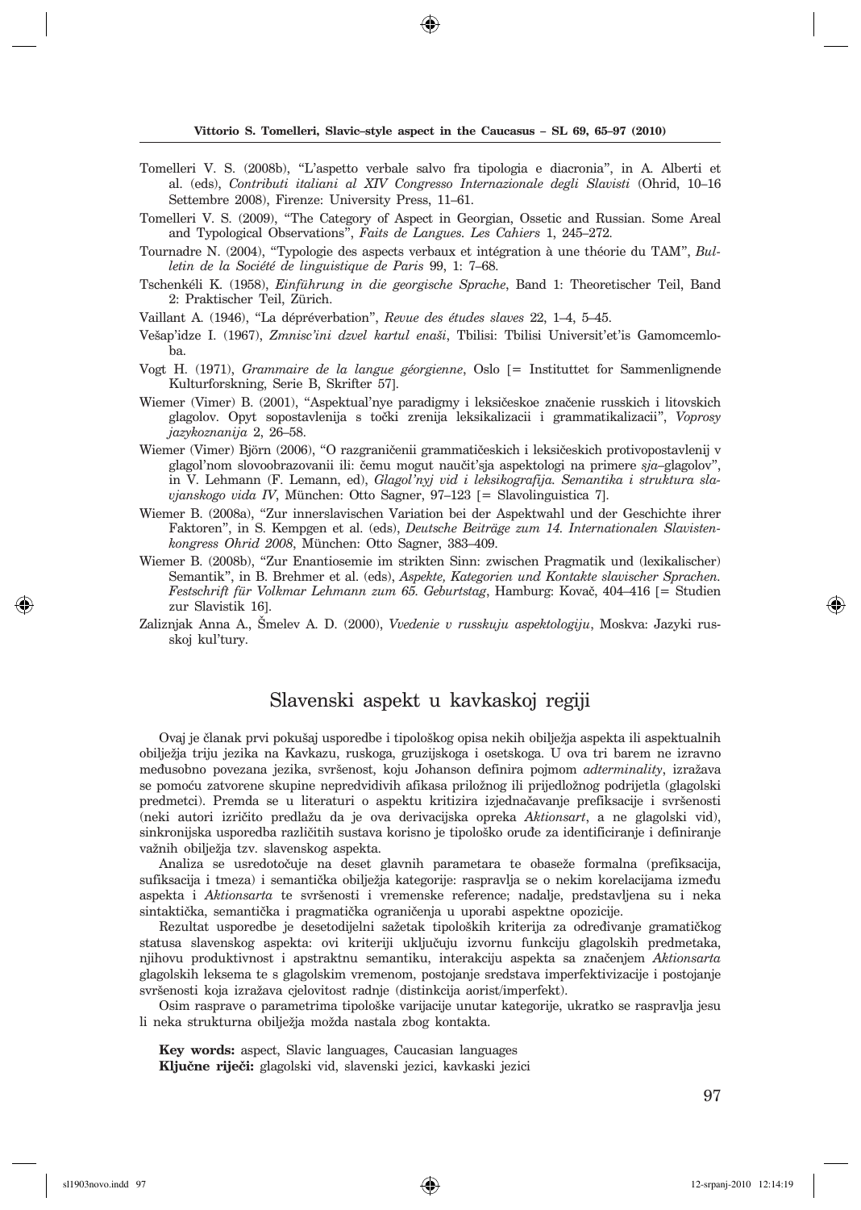Tomelleri V. S. (2008b), "L'aspetto verbale salvo fra tipologia e diacronia", in A. Alberti et al. (eds), *Contributi italiani al XIV Congresso Internazionale degli Slavisti* (Ohrid, 10–16 Settembre 2008), Firenze: University Press, 11–61.

Tomelleri V. S. (2009), "The Category of Aspect in Georgian, Ossetic and Russian. Some Areal and Typological Observations", *Faits de Langues. Les Cahiers* 1, 245–272.

Tournadre N. (2004), "Typologie des aspects verbaux et intégration à une théorie du TAM", *Bulletin de la Société de linguistique de Paris* 99, 1: 7–68.

Tschenkéli K. (1958), *Einführung in die georgische Sprache*, Band 1: Theoretischer Teil, Band 2: Praktischer Teil, Zürich.

Vaillant A. (1946), "La dépréverbation", *Revue des études slaves* 22, 1–4, 5–45.

Vešap'idze I. (1967), *Zmnisc'ini dzvel kartul enaši*, Tbilisi: Tbilisi Universit'et'is Gamomcemloba.

Vogt H. (1971), *Grammaire de la langue géorgienne*, Oslo [= Instituttet for Sammenlignende Kulturforskning, Serie B, Skrifter 57].

Wiemer (Vimer) B. (2001), "Aspektual'nye paradigmy i leksičeskoe značenie russkich i litovskich glagolov. Opyt sopostavlenija s točki zrenija leksikalizacii i grammatikalizacii", *Voprosy jazykoznanija* 2, 26–58.

Wiemer (Vimer) Björn (2006), "O razgraničenii grammatičeskich i leksičeskich protivopostavlenij v glagol'nom slovoobrazovanii ili: čemu mogut naučit'sja aspektologi na primere *sja*–glagolov", in V. Lehmann (F. Lemann, ed), *Glagol'nyj vid i leksikografija. Semantika i struktura slavjanskogo vida IV*, München: Otto Sagner, 97–123 [= Slavolinguistica 7].

Wiemer B. (2008a), "Zur innerslavischen Variation bei der Aspektwahl und der Geschichte ihrer Faktoren", in S. Kempgen et al. (eds), *Deutsche Beiträge zum 14. Internationalen Slavistenkongress Ohrid 2008*, München: Otto Sagner, 383–409.

Wiemer B. (2008b), "Zur Enantiosemie im strikten Sinn: zwischen Pragmatik und (lexikalischer) Semantik", in B. Brehmer et al. (eds), *Aspekte, Kategorien und Kontakte slavischer Sprachen. Festschrift für Volkmar Lehmann zum 65. Geburtstag*, Hamburg: Kovač, 404–416 [= Studien zur Slavistik 16].

Zaliznjak Anna A., Šmelev A. D. (2000), *Vvedenie v russkuju aspektologiju*, Moskva: Jazyki russkoj kul'tury.

## Slavenski aspekt u kavkaskoj regiji

Ovaj je članak prvi pokušaj usporedbe i tipološkog opisa nekih obilježja aspekta ili aspektualnih obilježja triju jezika na Kavkazu, ruskoga, gruzijskoga i osetskoga. U ova tri barem ne izravno međusobno povezana jezika, svršenost, koju Johanson definira pojmom *adterminality*, izražava se pomoću zatvorene skupine nepredvidivih afikasa priložnog ili prijedložnog podrijetla (glagolski predmetci). Premda se u literaturi o aspektu kritizira izjednačavanje prefiksacije i svršenosti (neki autori izričito predlažu da je ova derivacijska opreka *Aktionsart*, a ne glagolski vid), sinkronijska usporedba različitih sustava korisno je tipološko oruđe za identificiranje i definiranje važnih obilježja tzv. slavenskog aspekta.

Analiza se usredotočuje na deset glavnih parametara te obaseže formalna (prefiksacija, sufiksacija i tmeza) i semantička obilježja kategorije: raspravlja se o nekim korelacijama između aspekta i *Aktionsarta* te svršenosti i vremenske reference; nadalje, predstavljena su i neka sintaktička, semantička i pragmatička ograničenja u uporabi aspektne opozicije.

Rezultat usporedbe je desetodijelni sažetak tipoloških kriterija za određivanje gramatičkog statusa slavenskog aspekta: ovi kriteriji uključuju izvornu funkciju glagolskih predmetaka, njihovu produktivnost i apstraktnu semantiku, interakciju aspekta sa značenjem *Aktionsarta* glagolskih leksema te s glagolskim vremenom, postojanje sredstava imperfektivizacije i postojanje svršenosti koja izražava cjelovitost radnje (distinkcija aorist/imperfekt).

Osim rasprave o parametrima tipološke varijacije unutar kategorije, ukratko se raspravlja jesu li neka strukturna obilježja možda nastala zbog kontakta.

**Key words:** aspect, Slavic languages, Caucasian languages
**Ključne riječi:** glagolski vid, slavenski jezici, kavkaski jezici